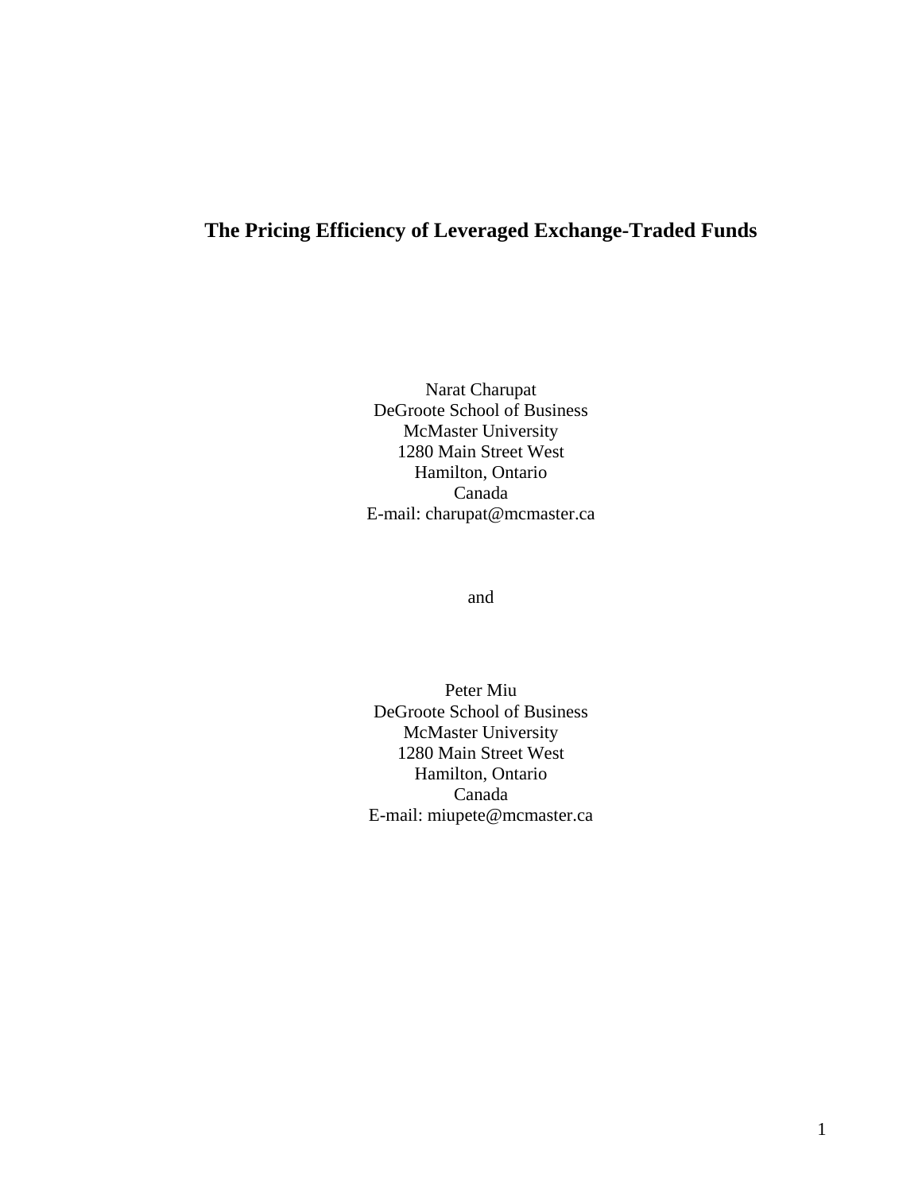# The Pricing Efficiency of Leveraged Exchange-Traded Funds

Narat Charupat
DeGroote School of Business
McMaster University
1280 Main Street West
Hamilton, Ontario
Canada
E-mail: charupat@mcmaster.ca

and

Peter Miu
DeGroote School of Business
McMaster University
1280 Main Street West
Hamilton, Ontario
Canada
E-mail: miupete@mcmaster.ca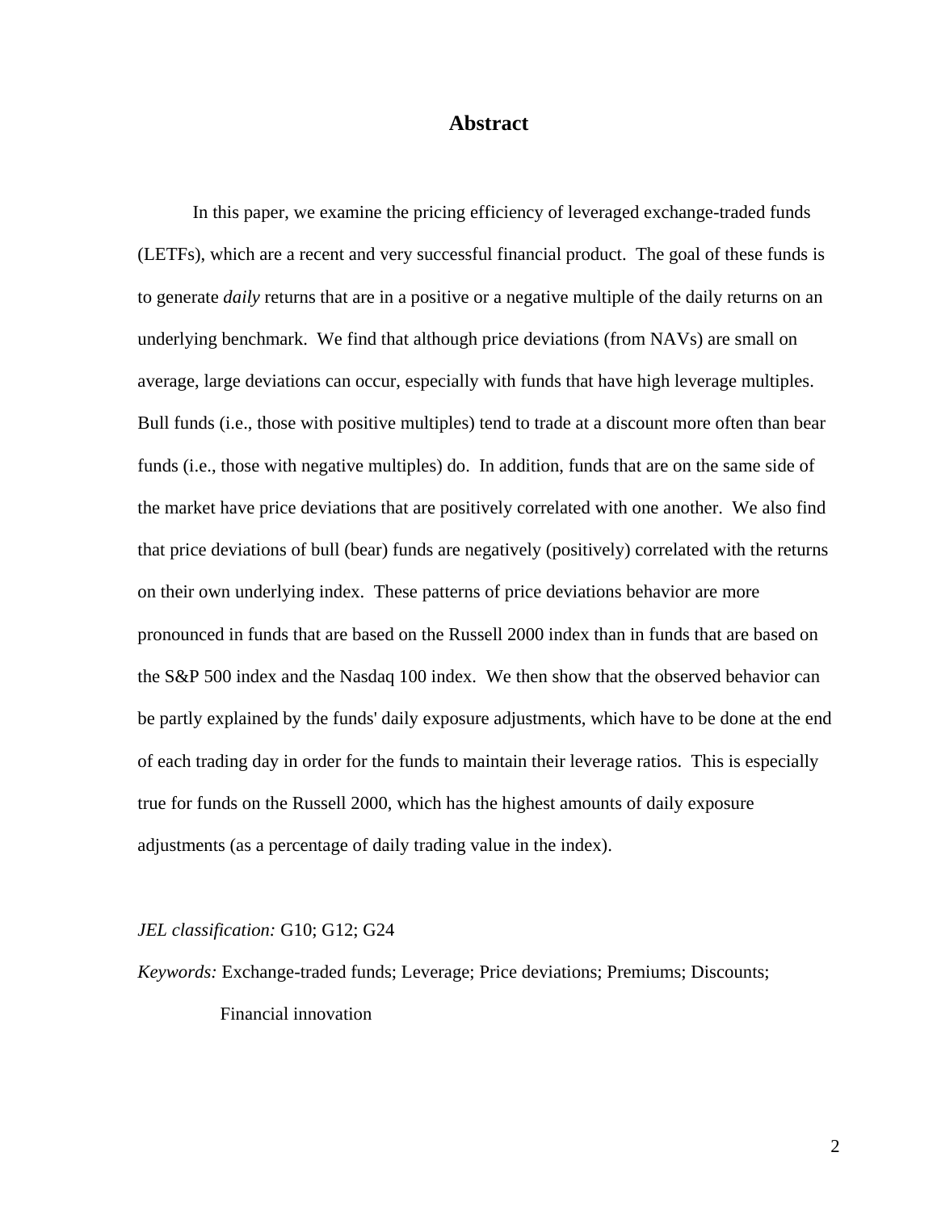## Abstract

In this paper, we examine the pricing efficiency of leveraged exchange-traded funds (LETFs), which are a recent and very successful financial product. The goal of these funds is to generate *daily* returns that are in a positive or a negative multiple of the daily returns on an underlying benchmark. We find that although price deviations (from NAVs) are small on average, large deviations can occur, especially with funds that have high leverage multiples. Bull funds (i.e., those with positive multiples) tend to trade at a discount more often than bear funds (i.e., those with negative multiples) do. In addition, funds that are on the same side of the market have price deviations that are positively correlated with one another. We also find that price deviations of bull (bear) funds are negatively (positively) correlated with the returns on their own underlying index. These patterns of price deviations behavior are more pronounced in funds that are based on the Russell 2000 index than in funds that are based on the S&P 500 index and the Nasdaq 100 index. We then show that the observed behavior can be partly explained by the funds' daily exposure adjustments, which have to be done at the end of each trading day in order for the funds to maintain their leverage ratios. This is especially true for funds on the Russell 2000, which has the highest amounts of daily exposure adjustments (as a percentage of daily trading value in the index).

*JEL classification:* G10; G12; G24

*Keywords:* Exchange-traded funds; Leverage; Price deviations; Premiums; Discounts; Financial innovation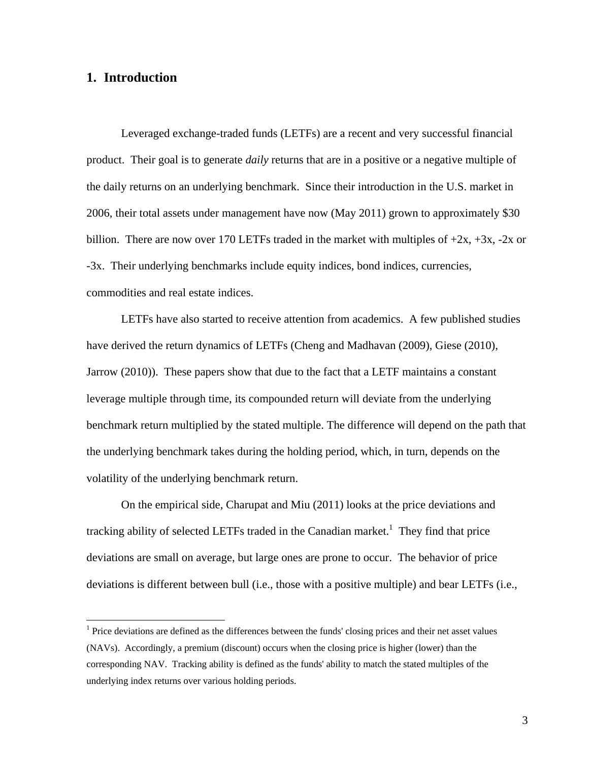## 1. Introduction

Leveraged exchange-traded funds (LETFs) are a recent and very successful financial product. Their goal is to generate *daily* returns that are in a positive or a negative multiple of the daily returns on an underlying benchmark. Since their introduction in the U.S. market in 2006, their total assets under management have now (May 2011) grown to approximately $30 billion. There are now over 170 LETFs traded in the market with multiples of +2x, +3x, -2x or -3x. Their underlying benchmarks include equity indices, bond indices, currencies, commodities and real estate indices.

LETFs have also started to receive attention from academics. A few published studies have derived the return dynamics of LETFs (Cheng and Madhavan (2009), Giese (2010), Jarrow (2010)). These papers show that due to the fact that a LETF maintains a constant leverage multiple through time, its compounded return will deviate from the underlying benchmark return multiplied by the stated multiple. The difference will depend on the path that the underlying benchmark takes during the holding period, which, in turn, depends on the volatility of the underlying benchmark return.

On the empirical side, Charupat and Miu (2011) looks at the price deviations and tracking ability of selected LETFs traded in the Canadian market.[1] They find that price deviations are small on average, but large ones are prone to occur. The behavior of price deviations is different between bull (i.e., those with a positive multiple) and bear LETFs (i.e.,

[1] Price deviations are defined as the differences between the funds' closing prices and their net asset values (NAVs). Accordingly, a premium (discount) occurs when the closing price is higher (lower) than the corresponding NAV. Tracking ability is defined as the funds' ability to match the stated multiples of the underlying index returns over various holding periods.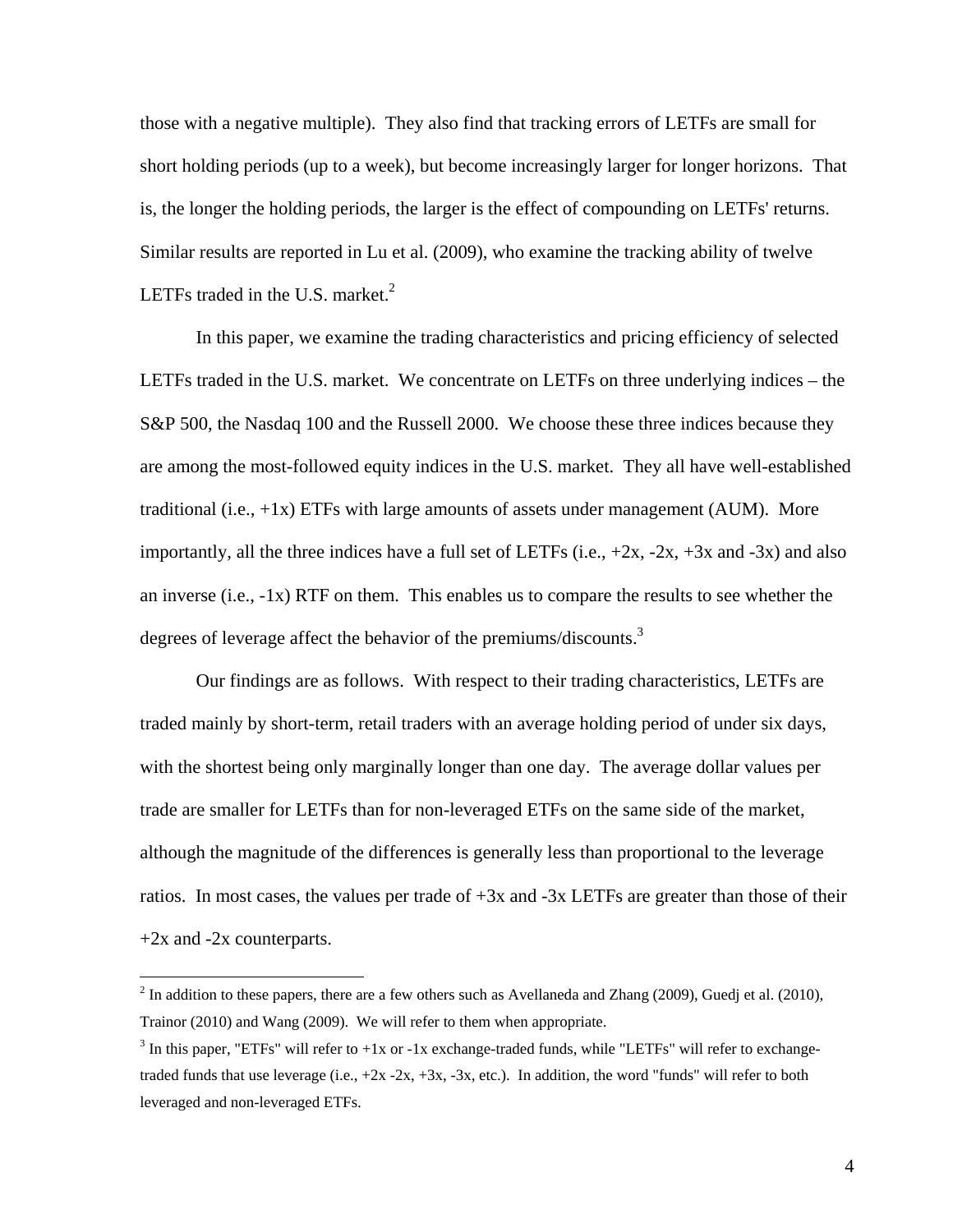those with a negative multiple). They also find that tracking errors of LETFs are small for short holding periods (up to a week), but become increasingly larger for longer horizons. That is, the longer the holding periods, the larger is the effect of compounding on LETFs' returns. Similar results are reported in Lu et al. (2009), who examine the tracking ability of twelve LETFs traded in the U.S. market.[2]

In this paper, we examine the trading characteristics and pricing efficiency of selected LETFs traded in the U.S. market. We concentrate on LETFs on three underlying indices – the S&P 500, the Nasdaq 100 and the Russell 2000. We choose these three indices because they are among the most-followed equity indices in the U.S. market. They all have well-established traditional (i.e., +1x) ETFs with large amounts of assets under management (AUM). More importantly, all the three indices have a full set of LETFs (i.e., +2x, -2x, +3x and -3x) and also an inverse (i.e., -1x) RTF on them. This enables us to compare the results to see whether the degrees of leverage affect the behavior of the premiums/discounts.[3]

Our findings are as follows. With respect to their trading characteristics, LETFs are traded mainly by short-term, retail traders with an average holding period of under six days, with the shortest being only marginally longer than one day. The average dollar values per trade are smaller for LETFs than for non-leveraged ETFs on the same side of the market, although the magnitude of the differences is generally less than proportional to the leverage ratios. In most cases, the values per trade of +3x and -3x LETFs are greater than those of their +2x and -2x counterparts.

---

[2] In addition to these papers, there are a few others such as Avellaneda and Zhang (2009), Guedj et al. (2010), Trainor (2010) and Wang (2009). We will refer to them when appropriate.

[3] In this paper, "ETFs" will refer to +1x or -1x exchange-traded funds, while "LETFs" will refer to exchange-traded funds that use leverage (i.e., +2x -2x, +3x, -3x, etc.). In addition, the word "funds" will refer to both leveraged and non-leveraged ETFs.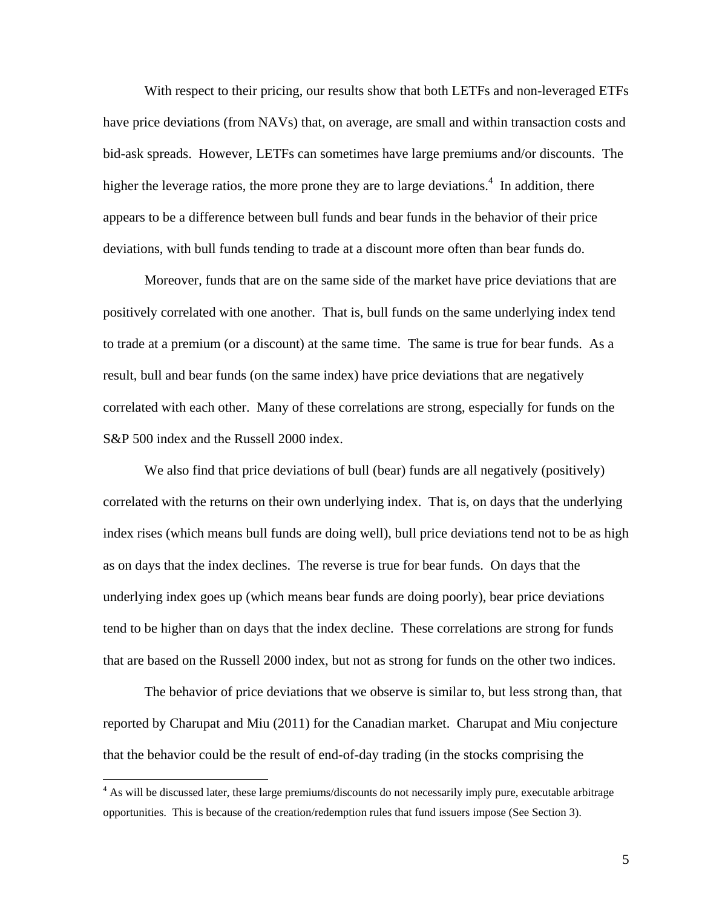With respect to their pricing, our results show that both LETFs and non-leveraged ETFs have price deviations (from NAVs) that, on average, are small and within transaction costs and bid-ask spreads. However, LETFs can sometimes have large premiums and/or discounts. The higher the leverage ratios, the more prone they are to large deviations.[4] In addition, there appears to be a difference between bull funds and bear funds in the behavior of their price deviations, with bull funds tending to trade at a discount more often than bear funds do.

Moreover, funds that are on the same side of the market have price deviations that are positively correlated with one another. That is, bull funds on the same underlying index tend to trade at a premium (or a discount) at the same time. The same is true for bear funds. As a result, bull and bear funds (on the same index) have price deviations that are negatively correlated with each other. Many of these correlations are strong, especially for funds on the S&P 500 index and the Russell 2000 index.

We also find that price deviations of bull (bear) funds are all negatively (positively) correlated with the returns on their own underlying index. That is, on days that the underlying index rises (which means bull funds are doing well), bull price deviations tend not to be as high as on days that the index declines. The reverse is true for bear funds. On days that the underlying index goes up (which means bear funds are doing poorly), bear price deviations tend to be higher than on days that the index decline. These correlations are strong for funds that are based on the Russell 2000 index, but not as strong for funds on the other two indices.

The behavior of price deviations that we observe is similar to, but less strong than, that reported by Charupat and Miu (2011) for the Canadian market. Charupat and Miu conjecture that the behavior could be the result of end-of-day trading (in the stocks comprising the

[4] As will be discussed later, these large premiums/discounts do not necessarily imply pure, executable arbitrage opportunities. This is because of the creation/redemption rules that fund issuers impose (See Section 3).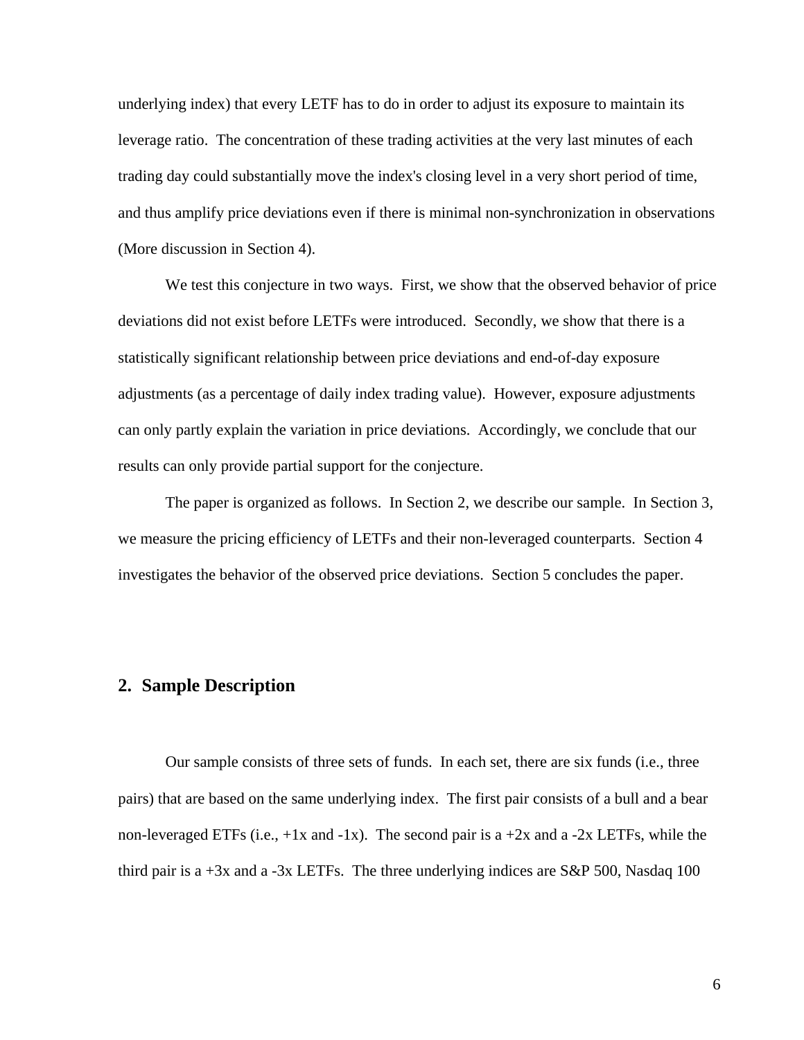underlying index) that every LETF has to do in order to adjust its exposure to maintain its leverage ratio. The concentration of these trading activities at the very last minutes of each trading day could substantially move the index's closing level in a very short period of time, and thus amplify price deviations even if there is minimal non-synchronization in observations (More discussion in Section 4).

We test this conjecture in two ways. First, we show that the observed behavior of price deviations did not exist before LETFs were introduced. Secondly, we show that there is a statistically significant relationship between price deviations and end-of-day exposure adjustments (as a percentage of daily index trading value). However, exposure adjustments can only partly explain the variation in price deviations. Accordingly, we conclude that our results can only provide partial support for the conjecture.

The paper is organized as follows. In Section 2, we describe our sample. In Section 3, we measure the pricing efficiency of LETFs and their non-leveraged counterparts. Section 4 investigates the behavior of the observed price deviations. Section 5 concludes the paper.

## 2. Sample Description

Our sample consists of three sets of funds. In each set, there are six funds (i.e., three pairs) that are based on the same underlying index. The first pair consists of a bull and a bear non-leveraged ETFs (i.e., +1x and -1x). The second pair is a +2x and a -2x LETFs, while the third pair is a +3x and a -3x LETFs. The three underlying indices are S&P 500, Nasdaq 100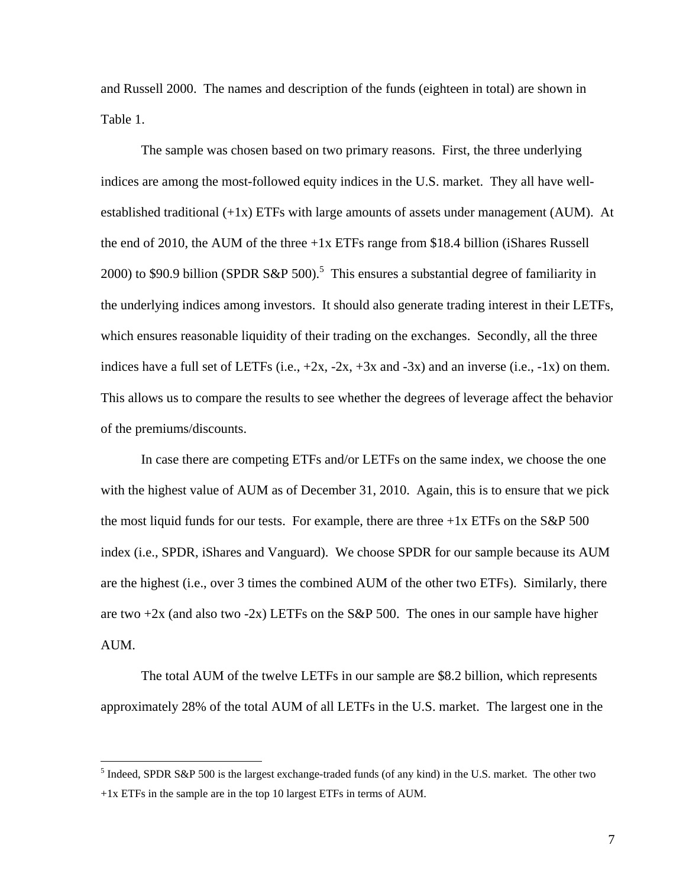and Russell 2000. The names and description of the funds (eighteen in total) are shown in Table 1.

The sample was chosen based on two primary reasons. First, the three underlying indices are among the most-followed equity indices in the U.S. market. They all have well-established traditional (+1x) ETFs with large amounts of assets under management (AUM). At the end of 2010, the AUM of the three +1x ETFs range from \$18.4 billion (iShares Russell 2000) to \$90.9 billion (SPDR S&P 500).[5] This ensures a substantial degree of familiarity in the underlying indices among investors. It should also generate trading interest in their LETFs, which ensures reasonable liquidity of their trading on the exchanges. Secondly, all the three indices have a full set of LETFs (i.e., +2x, -2x, +3x and -3x) and an inverse (i.e., -1x) on them. This allows us to compare the results to see whether the degrees of leverage affect the behavior of the premiums/discounts.

In case there are competing ETFs and/or LETFs on the same index, we choose the one with the highest value of AUM as of December 31, 2010. Again, this is to ensure that we pick the most liquid funds for our tests. For example, there are three +1x ETFs on the S&P 500 index (i.e., SPDR, iShares and Vanguard). We choose SPDR for our sample because its AUM are the highest (i.e., over 3 times the combined AUM of the other two ETFs). Similarly, there are two +2x (and also two -2x) LETFs on the S&P 500. The ones in our sample have higher AUM.

The total AUM of the twelve LETFs in our sample are \$8.2 billion, which represents approximately 28% of the total AUM of all LETFs in the U.S. market. The largest one in the

---

[5] Indeed, SPDR S&P 500 is the largest exchange-traded funds (of any kind) in the U.S. market. The other two +1x ETFs in the sample are in the top 10 largest ETFs in terms of AUM.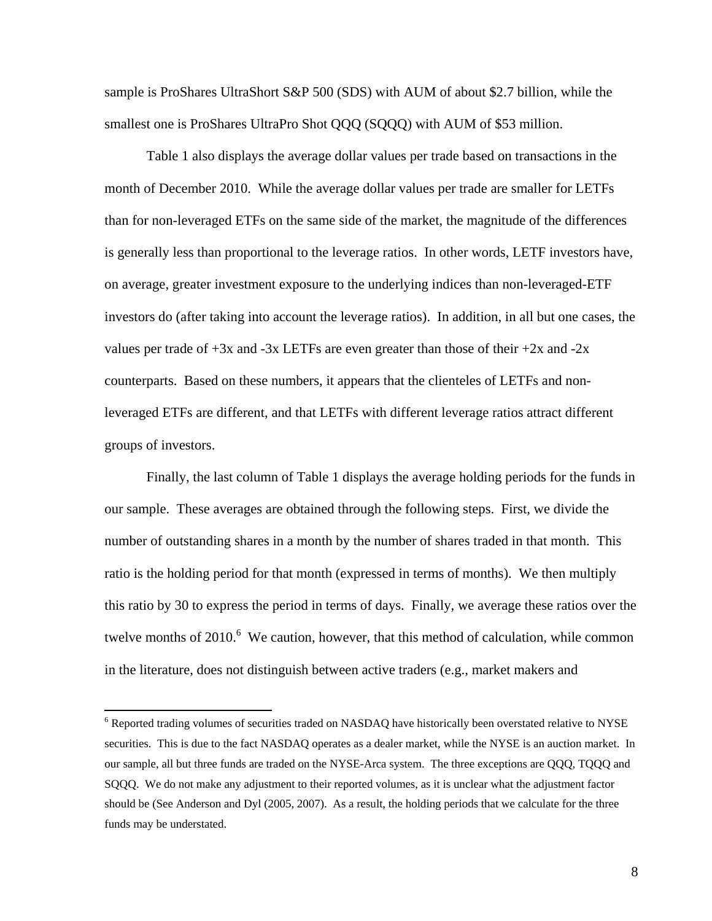sample is ProShares UltraShort S&P 500 (SDS) with AUM of about $2.7 billion, while the smallest one is ProShares UltraPro Shot QQQ (SQQQ) with AUM of $53 million.

Table 1 also displays the average dollar values per trade based on transactions in the month of December 2010. While the average dollar values per trade are smaller for LETFs than for non-leveraged ETFs on the same side of the market, the magnitude of the differences is generally less than proportional to the leverage ratios. In other words, LETF investors have, on average, greater investment exposure to the underlying indices than non-leveraged-ETF investors do (after taking into account the leverage ratios). In addition, in all but one cases, the values per trade of +3x and -3x LETFs are even greater than those of their +2x and -2x counterparts. Based on these numbers, it appears that the clienteles of LETFs and non-leveraged ETFs are different, and that LETFs with different leverage ratios attract different groups of investors.

Finally, the last column of Table 1 displays the average holding periods for the funds in our sample. These averages are obtained through the following steps. First, we divide the number of outstanding shares in a month by the number of shares traded in that month. This ratio is the holding period for that month (expressed in terms of months). We then multiply this ratio by 30 to express the period in terms of days. Finally, we average these ratios over the twelve months of 2010.[6] We caution, however, that this method of calculation, while common in the literature, does not distinguish between active traders (e.g., market makers and

[6] Reported trading volumes of securities traded on NASDAQ have historically been overstated relative to NYSE securities. This is due to the fact NASDAQ operates as a dealer market, while the NYSE is an auction market. In our sample, all but three funds are traded on the NYSE-Arca system. The three exceptions are QQQ, TQQQ and SQQQ. We do not make any adjustment to their reported volumes, as it is unclear what the adjustment factor should be (See Anderson and Dyl (2005, 2007). As a result, the holding periods that we calculate for the three funds may be understated.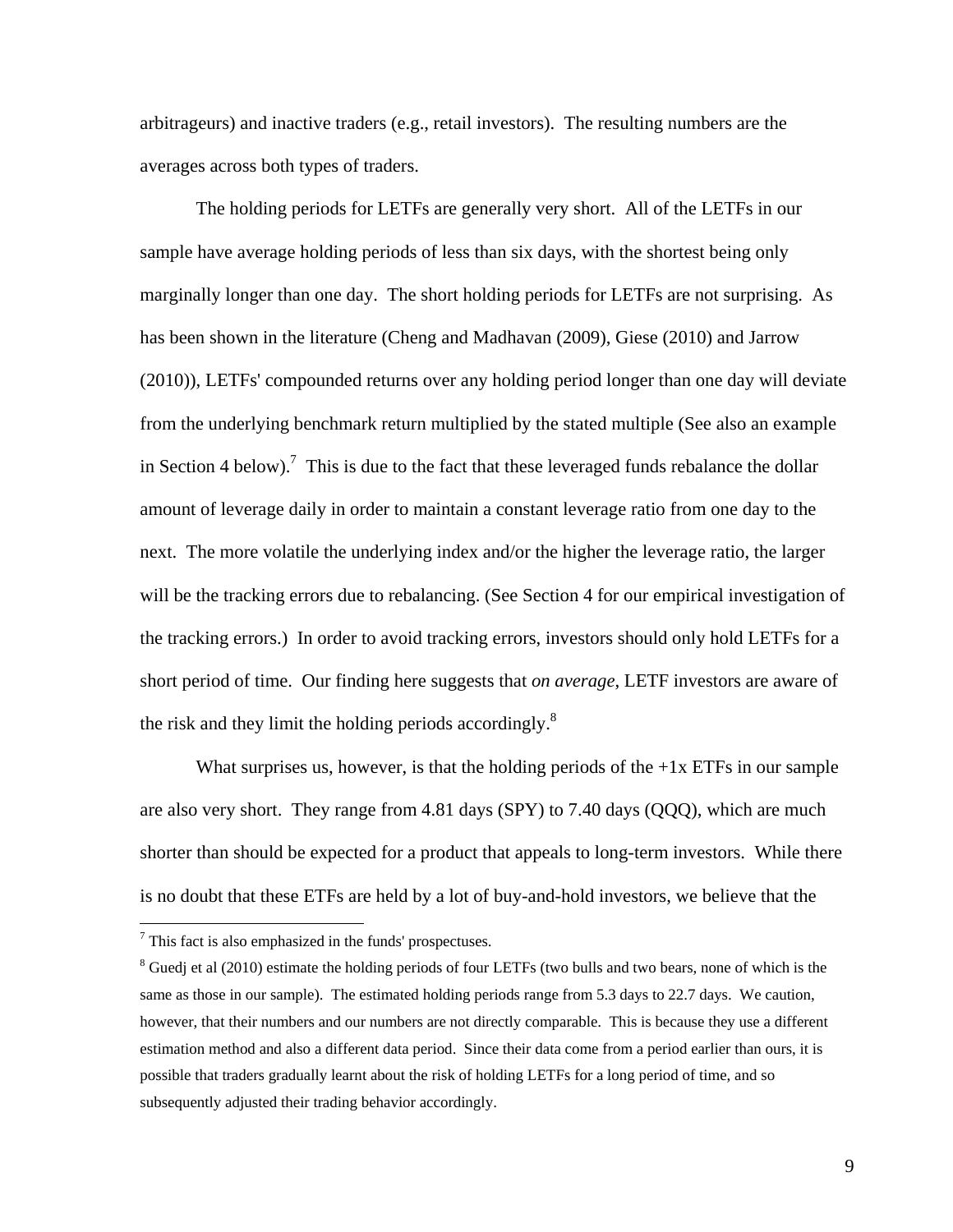arbitrageurs) and inactive traders (e.g., retail investors). The resulting numbers are the averages across both types of traders.

The holding periods for LETFs are generally very short. All of the LETFs in our sample have average holding periods of less than six days, with the shortest being only marginally longer than one day. The short holding periods for LETFs are not surprising. As has been shown in the literature (Cheng and Madhavan (2009), Giese (2010) and Jarrow (2010)), LETFs' compounded returns over any holding period longer than one day will deviate from the underlying benchmark return multiplied by the stated multiple (See also an example in Section 4 below).[7] This is due to the fact that these leveraged funds rebalance the dollar amount of leverage daily in order to maintain a constant leverage ratio from one day to the next. The more volatile the underlying index and/or the higher the leverage ratio, the larger will be the tracking errors due to rebalancing. (See Section 4 for our empirical investigation of the tracking errors.) In order to avoid tracking errors, investors should only hold LETFs for a short period of time. Our finding here suggests that *on average*, LETF investors are aware of the risk and they limit the holding periods accordingly.[8]

What surprises us, however, is that the holding periods of the +1x ETFs in our sample are also very short. They range from 4.81 days (SPY) to 7.40 days (QQQ), which are much shorter than should be expected for a product that appeals to long-term investors. While there is no doubt that these ETFs are held by a lot of buy-and-hold investors, we believe that the

[7] This fact is also emphasized in the funds' prospectuses.

[8] Guedj et al (2010) estimate the holding periods of four LETFs (two bulls and two bears, none of which is the same as those in our sample). The estimated holding periods range from 5.3 days to 22.7 days. We caution, however, that their numbers and our numbers are not directly comparable. This is because they use a different estimation method and also a different data period. Since their data come from a period earlier than ours, it is possible that traders gradually learnt about the risk of holding LETFs for a long period of time, and so subsequently adjusted their trading behavior accordingly.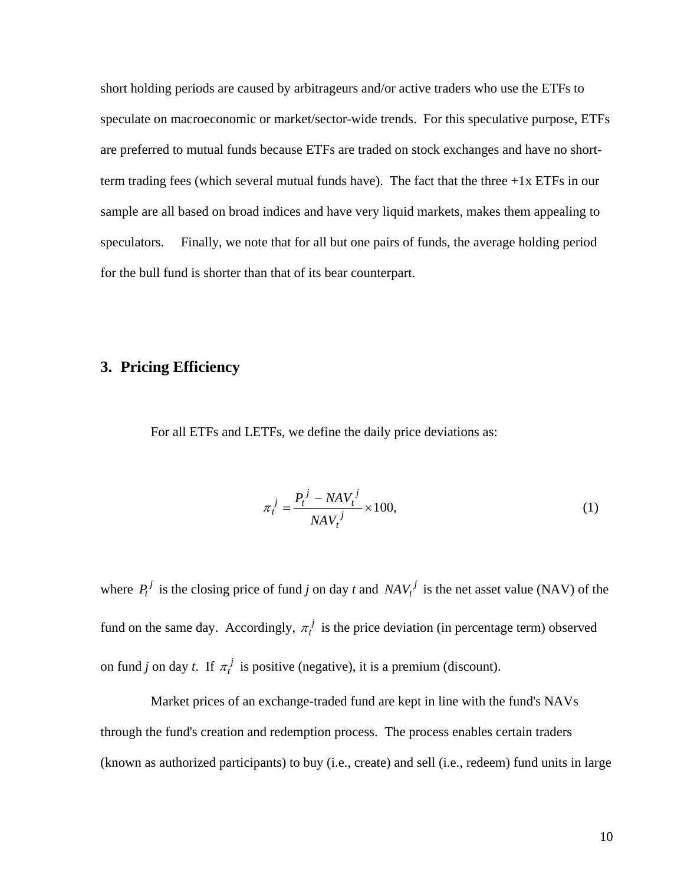short holding periods are caused by arbitrageurs and/or active traders who use the ETFs to speculate on macroeconomic or market/sector-wide trends. For this speculative purpose, ETFs are preferred to mutual funds because ETFs are traded on stock exchanges and have no short-term trading fees (which several mutual funds have). The fact that the three +1x ETFs in our sample are all based on broad indices and have very liquid markets, makes them appealing to speculators. Finally, we note that for all but one pairs of funds, the average holding period for the bull fund is shorter than that of its bear counterpart.

## 3. Pricing Efficiency

For all ETFs and LETFs, we define the daily price deviations as:

$$\pi_t^j = \frac{P_t^j - NAV_t^j}{NAV_t^j} \times 100, \tag{1}$$

where $P_t^j$ is the closing price of fund *j* on day *t* and $NAV_t^j$ is the net asset value (NAV) of the fund on the same day. Accordingly, $\pi_t^j$ is the price deviation (in percentage term) observed on fund *j* on day *t*. If $\pi_t^j$ is positive (negative), it is a premium (discount).

Market prices of an exchange-traded fund are kept in line with the fund's NAVs through the fund's creation and redemption process. The process enables certain traders (known as authorized participants) to buy (i.e., create) and sell (i.e., redeem) fund units in large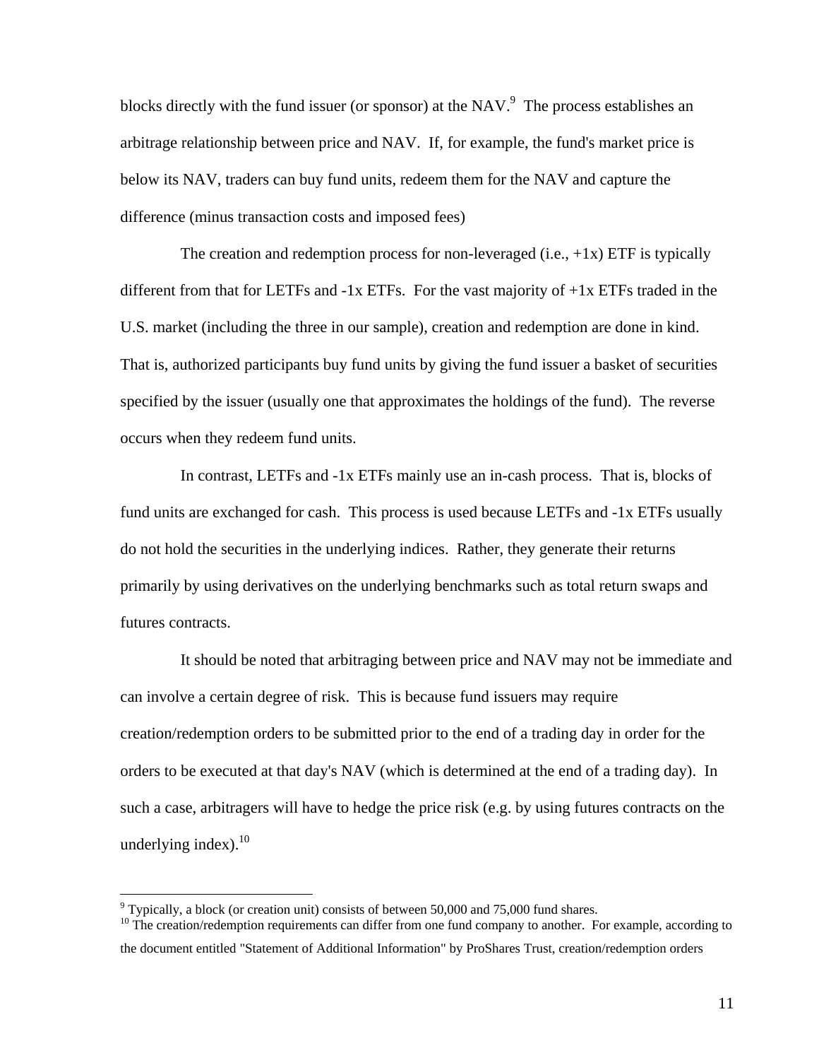blocks directly with the fund issuer (or sponsor) at the NAV.[9] The process establishes an arbitrage relationship between price and NAV. If, for example, the fund's market price is below its NAV, traders can buy fund units, redeem them for the NAV and capture the difference (minus transaction costs and imposed fees)

The creation and redemption process for non-leveraged (i.e., +1x) ETF is typically different from that for LETFs and -1x ETFs. For the vast majority of +1x ETFs traded in the U.S. market (including the three in our sample), creation and redemption are done in kind. That is, authorized participants buy fund units by giving the fund issuer a basket of securities specified by the issuer (usually one that approximates the holdings of the fund). The reverse occurs when they redeem fund units.

In contrast, LETFs and -1x ETFs mainly use an in-cash process. That is, blocks of fund units are exchanged for cash. This process is used because LETFs and -1x ETFs usually do not hold the securities in the underlying indices. Rather, they generate their returns primarily by using derivatives on the underlying benchmarks such as total return swaps and futures contracts.

It should be noted that arbitraging between price and NAV may not be immediate and can involve a certain degree of risk. This is because fund issuers may require creation/redemption orders to be submitted prior to the end of a trading day in order for the orders to be executed at that day's NAV (which is determined at the end of a trading day). In such a case, arbitragers will have to hedge the price risk (e.g. by using futures contracts on the underlying index).[10]

---

[9] Typically, a block (or creation unit) consists of between 50,000 and 75,000 fund shares.

[10] The creation/redemption requirements can differ from one fund company to another. For example, according to the document entitled "Statement of Additional Information" by ProShares Trust, creation/redemption orders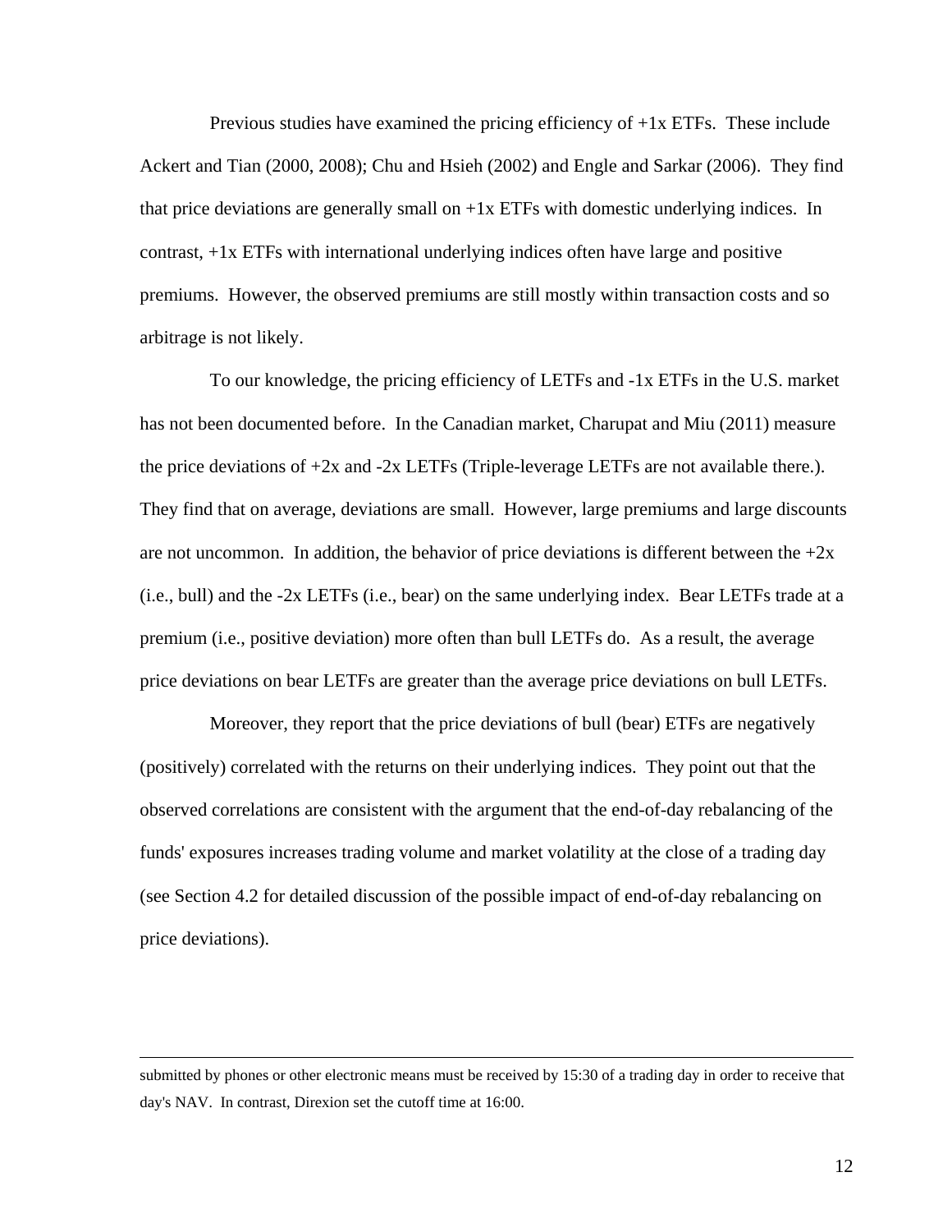Previous studies have examined the pricing efficiency of +1x ETFs. These include Ackert and Tian (2000, 2008); Chu and Hsieh (2002) and Engle and Sarkar (2006). They find that price deviations are generally small on +1x ETFs with domestic underlying indices. In contrast, +1x ETFs with international underlying indices often have large and positive premiums. However, the observed premiums are still mostly within transaction costs and so arbitrage is not likely.

To our knowledge, the pricing efficiency of LETFs and -1x ETFs in the U.S. market has not been documented before. In the Canadian market, Charupat and Miu (2011) measure the price deviations of +2x and -2x LETFs (Triple-leverage LETFs are not available there.). They find that on average, deviations are small. However, large premiums and large discounts are not uncommon. In addition, the behavior of price deviations is different between the +2x (i.e., bull) and the -2x LETFs (i.e., bear) on the same underlying index. Bear LETFs trade at a premium (i.e., positive deviation) more often than bull LETFs do. As a result, the average price deviations on bear LETFs are greater than the average price deviations on bull LETFs.

Moreover, they report that the price deviations of bull (bear) ETFs are negatively (positively) correlated with the returns on their underlying indices. They point out that the observed correlations are consistent with the argument that the end-of-day rebalancing of the funds' exposures increases trading volume and market volatility at the close of a trading day (see Section 4.2 for detailed discussion of the possible impact of end-of-day rebalancing on price deviations).

---

submitted by phones or other electronic means must be received by 15:30 of a trading day in order to receive that day's NAV. In contrast, Direxion set the cutoff time at 16:00.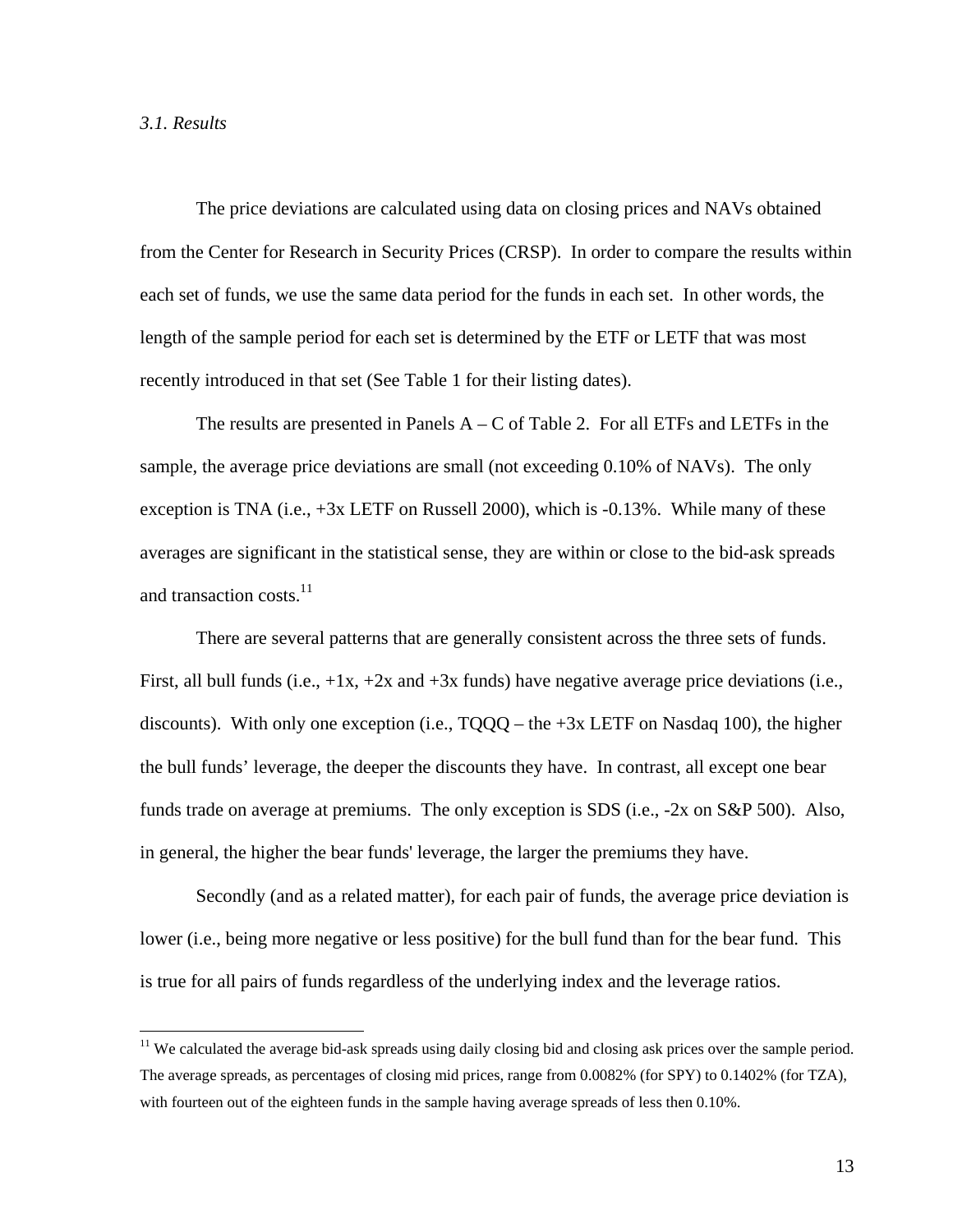*3.1. Results*

The price deviations are calculated using data on closing prices and NAVs obtained from the Center for Research in Security Prices (CRSP). In order to compare the results within each set of funds, we use the same data period for the funds in each set. In other words, the length of the sample period for each set is determined by the ETF or LETF that was most recently introduced in that set (See Table 1 for their listing dates).

The results are presented in Panels A – C of Table 2. For all ETFs and LETFs in the sample, the average price deviations are small (not exceeding 0.10% of NAVs). The only exception is TNA (i.e., +3x LETF on Russell 2000), which is -0.13%. While many of these averages are significant in the statistical sense, they are within or close to the bid-ask spreads and transaction costs.[11]

There are several patterns that are generally consistent across the three sets of funds. First, all bull funds (i.e., +1x, +2x and +3x funds) have negative average price deviations (i.e., discounts). With only one exception (i.e., TQQQ – the +3x LETF on Nasdaq 100), the higher the bull funds' leverage, the deeper the discounts they have. In contrast, all except one bear funds trade on average at premiums. The only exception is SDS (i.e., -2x on S&P 500). Also, in general, the higher the bear funds' leverage, the larger the premiums they have.

Secondly (and as a related matter), for each pair of funds, the average price deviation is lower (i.e., being more negative or less positive) for the bull fund than for the bear fund. This is true for all pairs of funds regardless of the underlying index and the leverage ratios.

---

[11] We calculated the average bid-ask spreads using daily closing bid and closing ask prices over the sample period. The average spreads, as percentages of closing mid prices, range from 0.0082% (for SPY) to 0.1402% (for TZA), with fourteen out of the eighteen funds in the sample having average spreads of less then 0.10%.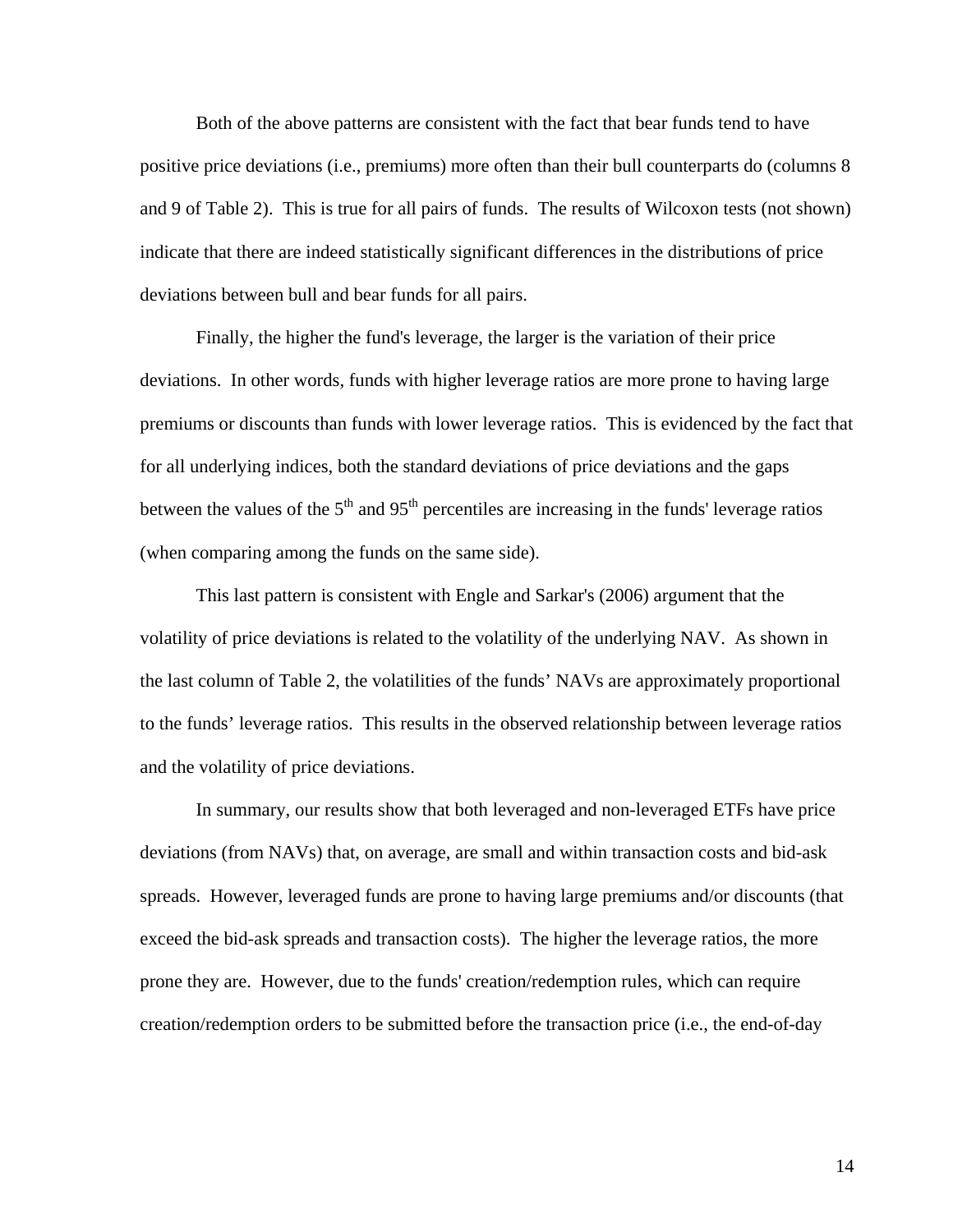Both of the above patterns are consistent with the fact that bear funds tend to have positive price deviations (i.e., premiums) more often than their bull counterparts do (columns 8 and 9 of Table 2). This is true for all pairs of funds. The results of Wilcoxon tests (not shown) indicate that there are indeed statistically significant differences in the distributions of price deviations between bull and bear funds for all pairs.

Finally, the higher the fund's leverage, the larger is the variation of their price deviations. In other words, funds with higher leverage ratios are more prone to having large premiums or discounts than funds with lower leverage ratios. This is evidenced by the fact that for all underlying indices, both the standard deviations of price deviations and the gaps between the values of the 5th and 95th percentiles are increasing in the funds' leverage ratios (when comparing among the funds on the same side).

This last pattern is consistent with Engle and Sarkar's (2006) argument that the volatility of price deviations is related to the volatility of the underlying NAV. As shown in the last column of Table 2, the volatilities of the funds' NAVs are approximately proportional to the funds' leverage ratios. This results in the observed relationship between leverage ratios and the volatility of price deviations.

In summary, our results show that both leveraged and non-leveraged ETFs have price deviations (from NAVs) that, on average, are small and within transaction costs and bid-ask spreads. However, leveraged funds are prone to having large premiums and/or discounts (that exceed the bid-ask spreads and transaction costs). The higher the leverage ratios, the more prone they are. However, due to the funds' creation/redemption rules, which can require creation/redemption orders to be submitted before the transaction price (i.e., the end-of-day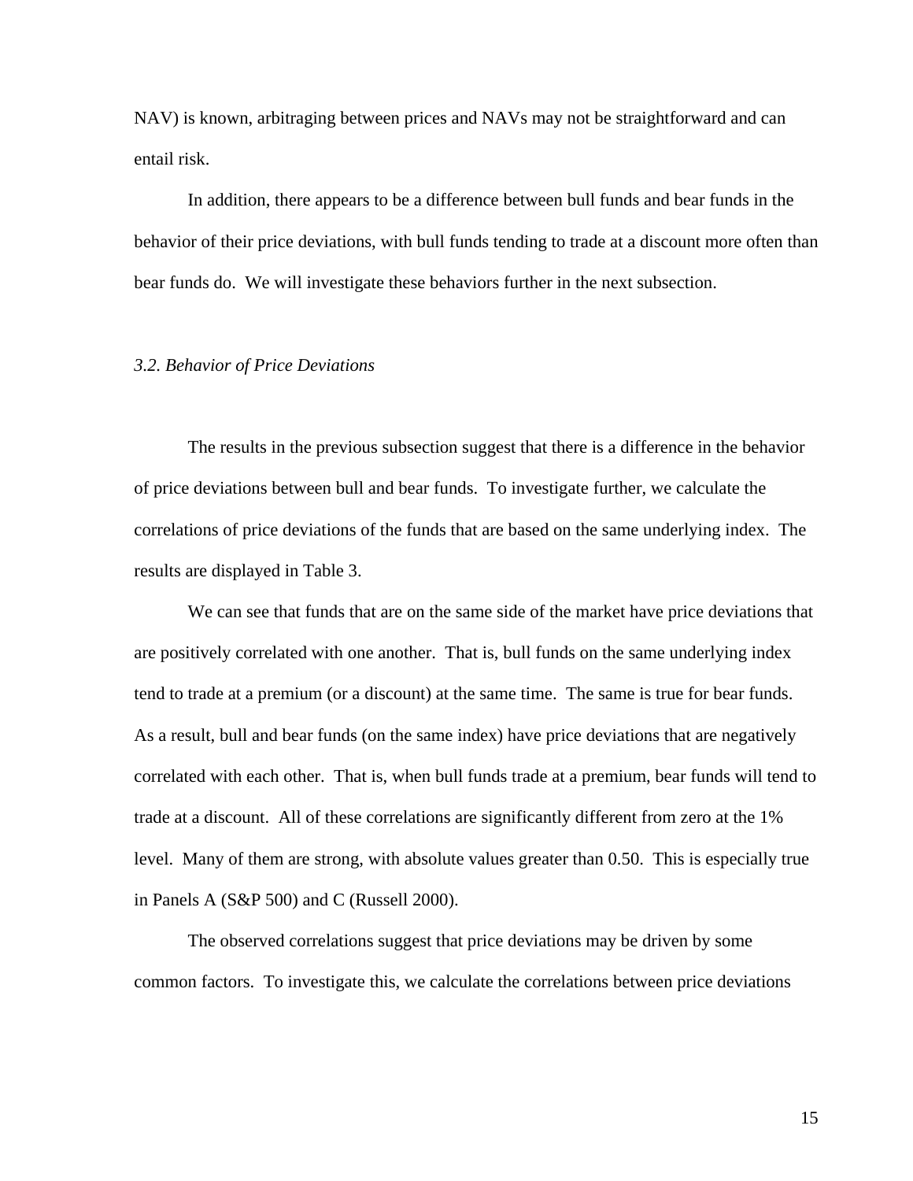NAV) is known, arbitraging between prices and NAVs may not be straightforward and can entail risk.

In addition, there appears to be a difference between bull funds and bear funds in the behavior of their price deviations, with bull funds tending to trade at a discount more often than bear funds do. We will investigate these behaviors further in the next subsection.

### *3.2. Behavior of Price Deviations*

The results in the previous subsection suggest that there is a difference in the behavior of price deviations between bull and bear funds. To investigate further, we calculate the correlations of price deviations of the funds that are based on the same underlying index. The results are displayed in Table 3.

We can see that funds that are on the same side of the market have price deviations that are positively correlated with one another. That is, bull funds on the same underlying index tend to trade at a premium (or a discount) at the same time. The same is true for bear funds. As a result, bull and bear funds (on the same index) have price deviations that are negatively correlated with each other. That is, when bull funds trade at a premium, bear funds will tend to trade at a discount. All of these correlations are significantly different from zero at the 1% level. Many of them are strong, with absolute values greater than 0.50. This is especially true in Panels A (S&P 500) and C (Russell 2000).

The observed correlations suggest that price deviations may be driven by some common factors. To investigate this, we calculate the correlations between price deviations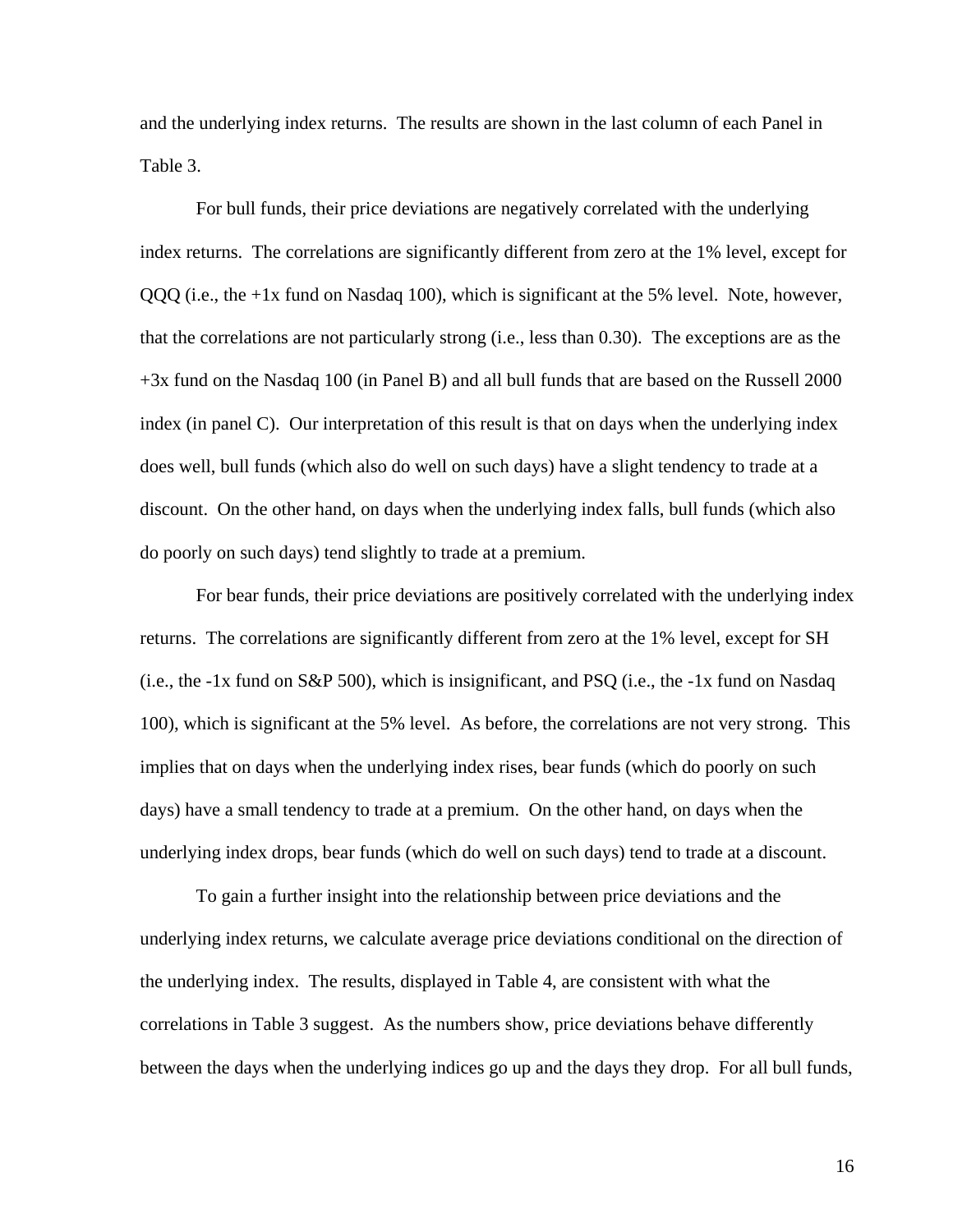and the underlying index returns. The results are shown in the last column of each Panel in Table 3.

For bull funds, their price deviations are negatively correlated with the underlying index returns. The correlations are significantly different from zero at the 1% level, except for QQQ (i.e., the +1x fund on Nasdaq 100), which is significant at the 5% level. Note, however, that the correlations are not particularly strong (i.e., less than 0.30). The exceptions are as the +3x fund on the Nasdaq 100 (in Panel B) and all bull funds that are based on the Russell 2000 index (in panel C). Our interpretation of this result is that on days when the underlying index does well, bull funds (which also do well on such days) have a slight tendency to trade at a discount. On the other hand, on days when the underlying index falls, bull funds (which also do poorly on such days) tend slightly to trade at a premium.

For bear funds, their price deviations are positively correlated with the underlying index returns. The correlations are significantly different from zero at the 1% level, except for SH (i.e., the -1x fund on S&P 500), which is insignificant, and PSQ (i.e., the -1x fund on Nasdaq 100), which is significant at the 5% level. As before, the correlations are not very strong. This implies that on days when the underlying index rises, bear funds (which do poorly on such days) have a small tendency to trade at a premium. On the other hand, on days when the underlying index drops, bear funds (which do well on such days) tend to trade at a discount.

To gain a further insight into the relationship between price deviations and the underlying index returns, we calculate average price deviations conditional on the direction of the underlying index. The results, displayed in Table 4, are consistent with what the correlations in Table 3 suggest. As the numbers show, price deviations behave differently between the days when the underlying indices go up and the days they drop. For all bull funds,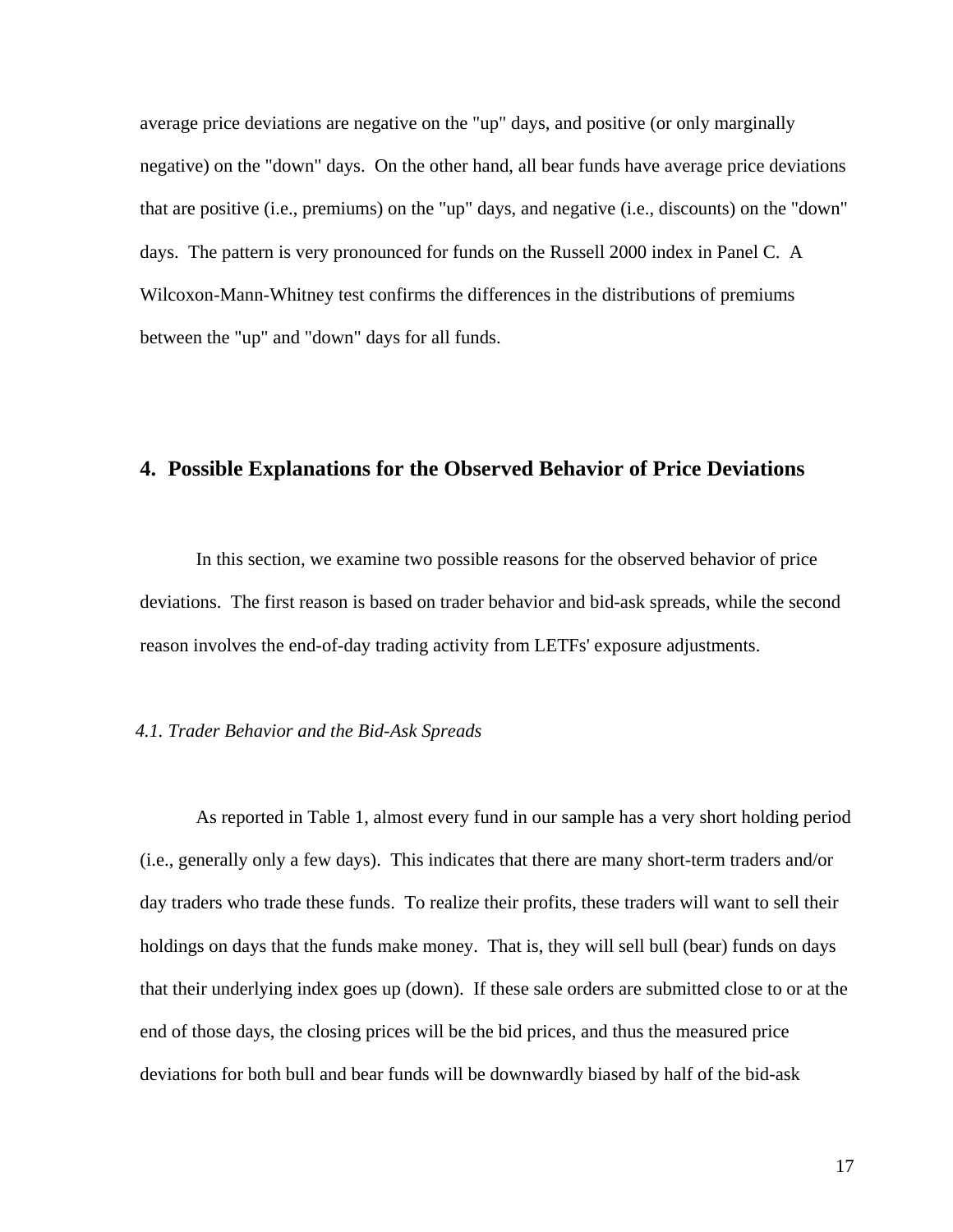average price deviations are negative on the "up" days, and positive (or only marginally negative) on the "down" days. On the other hand, all bear funds have average price deviations that are positive (i.e., premiums) on the "up" days, and negative (i.e., discounts) on the "down" days. The pattern is very pronounced for funds on the Russell 2000 index in Panel C. A Wilcoxon-Mann-Whitney test confirms the differences in the distributions of premiums between the "up" and "down" days for all funds.

## 4. Possible Explanations for the Observed Behavior of Price Deviations

In this section, we examine two possible reasons for the observed behavior of price deviations. The first reason is based on trader behavior and bid-ask spreads, while the second reason involves the end-of-day trading activity from LETFs' exposure adjustments.

### *4.1. Trader Behavior and the Bid-Ask Spreads*

As reported in Table 1, almost every fund in our sample has a very short holding period (i.e., generally only a few days). This indicates that there are many short-term traders and/or day traders who trade these funds. To realize their profits, these traders will want to sell their holdings on days that the funds make money. That is, they will sell bull (bear) funds on days that their underlying index goes up (down). If these sale orders are submitted close to or at the end of those days, the closing prices will be the bid prices, and thus the measured price deviations for both bull and bear funds will be downwardly biased by half of the bid-ask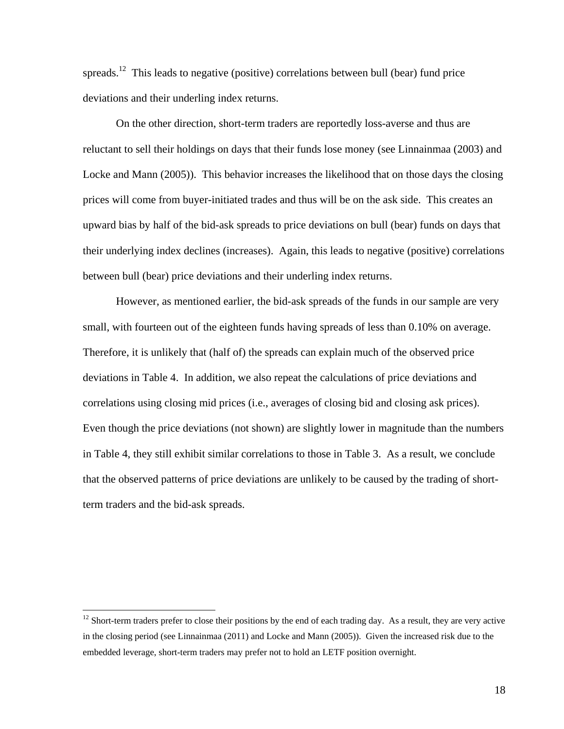spreads.[12] This leads to negative (positive) correlations between bull (bear) fund price deviations and their underling index returns.

On the other direction, short-term traders are reportedly loss-averse and thus are reluctant to sell their holdings on days that their funds lose money (see Linnainmaa (2003) and Locke and Mann (2005)). This behavior increases the likelihood that on those days the closing prices will come from buyer-initiated trades and thus will be on the ask side. This creates an upward bias by half of the bid-ask spreads to price deviations on bull (bear) funds on days that their underlying index declines (increases). Again, this leads to negative (positive) correlations between bull (bear) price deviations and their underling index returns.

However, as mentioned earlier, the bid-ask spreads of the funds in our sample are very small, with fourteen out of the eighteen funds having spreads of less than 0.10% on average. Therefore, it is unlikely that (half of) the spreads can explain much of the observed price deviations in Table 4. In addition, we also repeat the calculations of price deviations and correlations using closing mid prices (i.e., averages of closing bid and closing ask prices). Even though the price deviations (not shown) are slightly lower in magnitude than the numbers in Table 4, they still exhibit similar correlations to those in Table 3. As a result, we conclude that the observed patterns of price deviations are unlikely to be caused by the trading of short-term traders and the bid-ask spreads.

[12] Short-term traders prefer to close their positions by the end of each trading day. As a result, they are very active in the closing period (see Linnainmaa (2011) and Locke and Mann (2005)). Given the increased risk due to the embedded leverage, short-term traders may prefer not to hold an LETF position overnight.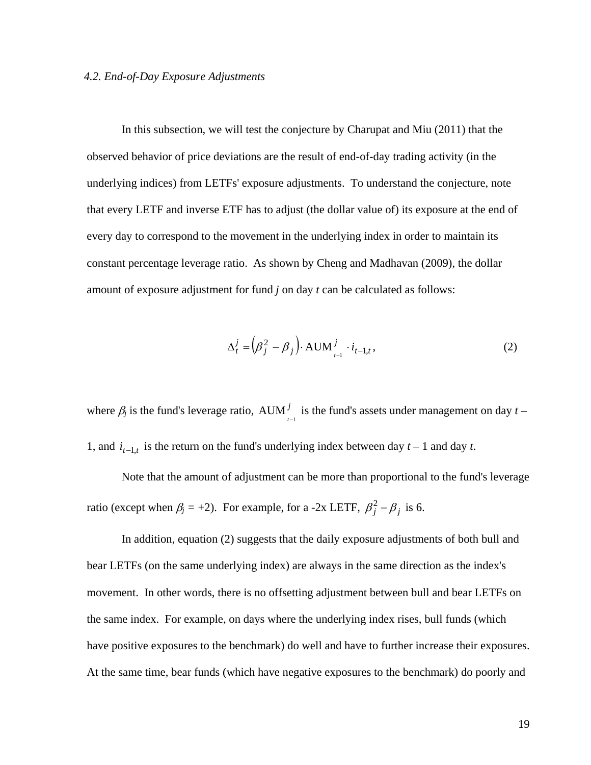### *4.2. End-of-Day Exposure Adjustments*

In this subsection, we will test the conjecture by Charupat and Miu (2011) that the observed behavior of price deviations are the result of end-of-day trading activity (in the underlying indices) from LETFs' exposure adjustments. To understand the conjecture, note that every LETF and inverse ETF has to adjust (the dollar value of) its exposure at the end of every day to correspond to the movement in the underlying index in order to maintain its constant percentage leverage ratio. As shown by Cheng and Madhavan (2009), the dollar amount of exposure adjustment for fund *j* on day *t* can be calculated as follows:

$$\Delta_t^j = \left(\beta_j^2 - \beta_j\right) \cdot \text{AUM}_{t-1}^j \cdot i_{t-1,t}\,, \tag{2}$$

where $\beta_j$ is the fund's leverage ratio, $\text{AUM}_{t-1}^j$ is the fund's assets under management on day $t$ – 1, and $i_{t-1,t}$ is the return on the fund's underlying index between day $t$ – 1 and day $t$.

Note that the amount of adjustment can be more than proportional to the fund's leverage ratio (except when $\beta_j$ = +2). For example, for a -2x LETF, $\beta_j^2 - \beta_j$ is 6.

In addition, equation (2) suggests that the daily exposure adjustments of both bull and bear LETFs (on the same underlying index) are always in the same direction as the index's movement. In other words, there is no offsetting adjustment between bull and bear LETFs on the same index. For example, on days where the underlying index rises, bull funds (which have positive exposures to the benchmark) do well and have to further increase their exposures. At the same time, bear funds (which have negative exposures to the benchmark) do poorly and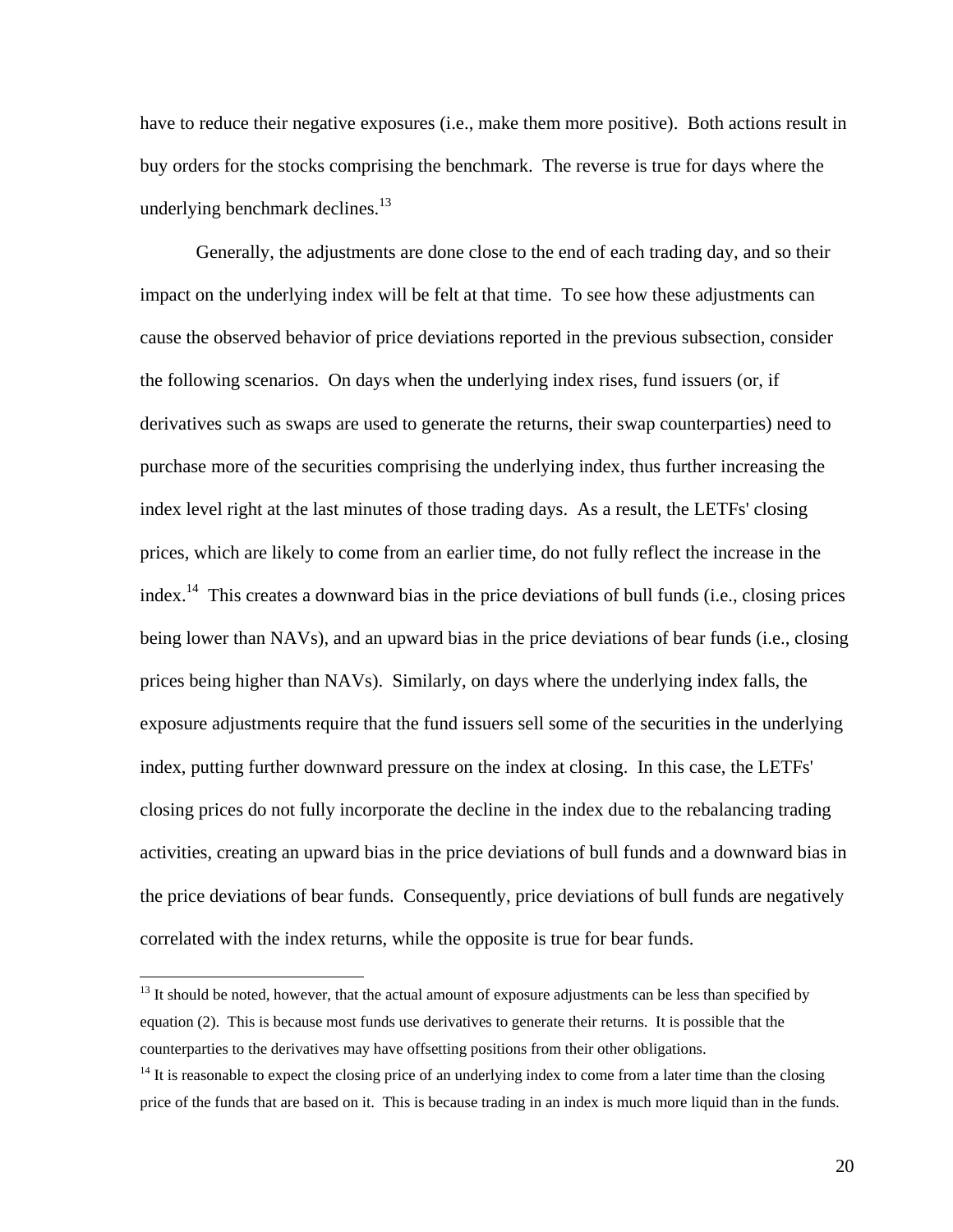have to reduce their negative exposures (i.e., make them more positive). Both actions result in buy orders for the stocks comprising the benchmark. The reverse is true for days where the underlying benchmark declines.[13]

Generally, the adjustments are done close to the end of each trading day, and so their impact on the underlying index will be felt at that time. To see how these adjustments can cause the observed behavior of price deviations reported in the previous subsection, consider the following scenarios. On days when the underlying index rises, fund issuers (or, if derivatives such as swaps are used to generate the returns, their swap counterparties) need to purchase more of the securities comprising the underlying index, thus further increasing the index level right at the last minutes of those trading days. As a result, the LETFs' closing prices, which are likely to come from an earlier time, do not fully reflect the increase in the index.[14] This creates a downward bias in the price deviations of bull funds (i.e., closing prices being lower than NAVs), and an upward bias in the price deviations of bear funds (i.e., closing prices being higher than NAVs). Similarly, on days where the underlying index falls, the exposure adjustments require that the fund issuers sell some of the securities in the underlying index, putting further downward pressure on the index at closing. In this case, the LETFs' closing prices do not fully incorporate the decline in the index due to the rebalancing trading activities, creating an upward bias in the price deviations of bull funds and a downward bias in the price deviations of bear funds. Consequently, price deviations of bull funds are negatively correlated with the index returns, while the opposite is true for bear funds.

[13] It should be noted, however, that the actual amount of exposure adjustments can be less than specified by equation (2). This is because most funds use derivatives to generate their returns. It is possible that the counterparties to the derivatives may have offsetting positions from their other obligations.

[14] It is reasonable to expect the closing price of an underlying index to come from a later time than the closing price of the funds that are based on it. This is because trading in an index is much more liquid than in the funds.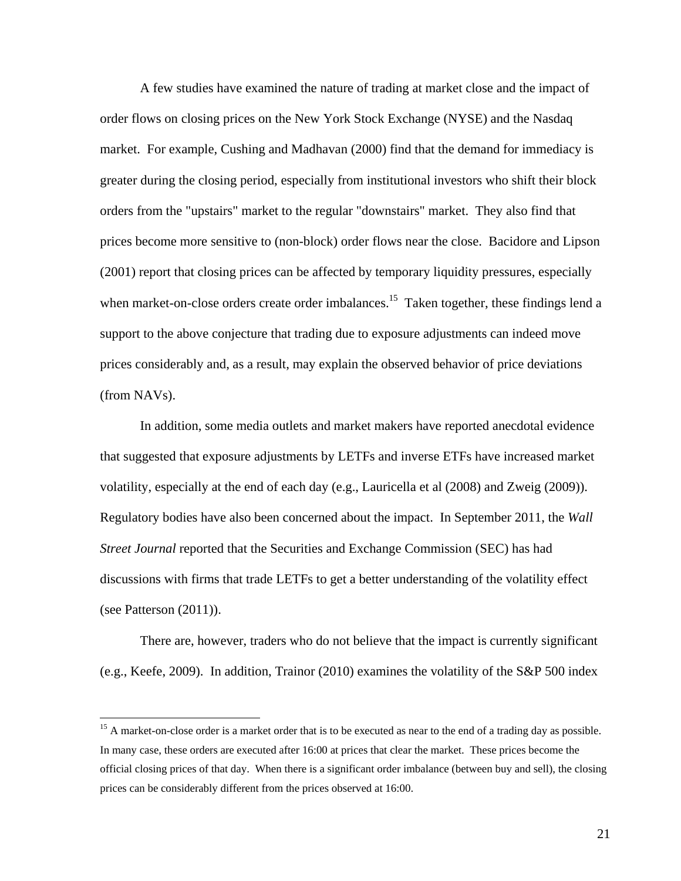A few studies have examined the nature of trading at market close and the impact of order flows on closing prices on the New York Stock Exchange (NYSE) and the Nasdaq market. For example, Cushing and Madhavan (2000) find that the demand for immediacy is greater during the closing period, especially from institutional investors who shift their block orders from the "upstairs" market to the regular "downstairs" market. They also find that prices become more sensitive to (non-block) order flows near the close. Bacidore and Lipson (2001) report that closing prices can be affected by temporary liquidity pressures, especially when market-on-close orders create order imbalances.[15] Taken together, these findings lend a support to the above conjecture that trading due to exposure adjustments can indeed move prices considerably and, as a result, may explain the observed behavior of price deviations (from NAVs).

In addition, some media outlets and market makers have reported anecdotal evidence that suggested that exposure adjustments by LETFs and inverse ETFs have increased market volatility, especially at the end of each day (e.g., Lauricella et al (2008) and Zweig (2009)). Regulatory bodies have also been concerned about the impact. In September 2011, the *Wall Street Journal* reported that the Securities and Exchange Commission (SEC) has had discussions with firms that trade LETFs to get a better understanding of the volatility effect (see Patterson (2011)).

There are, however, traders who do not believe that the impact is currently significant (e.g., Keefe, 2009). In addition, Trainor (2010) examines the volatility of the S&P 500 index

[15] A market-on-close order is a market order that is to be executed as near to the end of a trading day as possible. In many case, these orders are executed after 16:00 at prices that clear the market. These prices become the official closing prices of that day. When there is a significant order imbalance (between buy and sell), the closing prices can be considerably different from the prices observed at 16:00.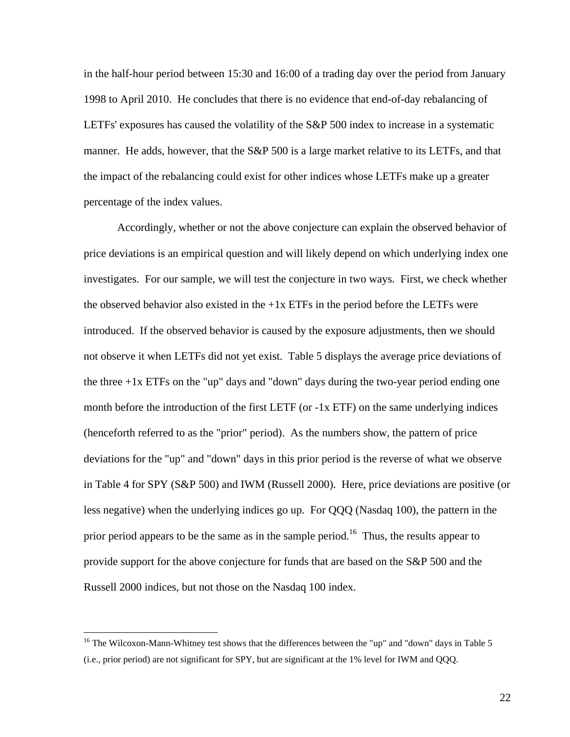in the half-hour period between 15:30 and 16:00 of a trading day over the period from January 1998 to April 2010. He concludes that there is no evidence that end-of-day rebalancing of LETFs' exposures has caused the volatility of the S&P 500 index to increase in a systematic manner. He adds, however, that the S&P 500 is a large market relative to its LETFs, and that the impact of the rebalancing could exist for other indices whose LETFs make up a greater percentage of the index values.

Accordingly, whether or not the above conjecture can explain the observed behavior of price deviations is an empirical question and will likely depend on which underlying index one investigates. For our sample, we will test the conjecture in two ways. First, we check whether the observed behavior also existed in the +1x ETFs in the period before the LETFs were introduced. If the observed behavior is caused by the exposure adjustments, then we should not observe it when LETFs did not yet exist. Table 5 displays the average price deviations of the three +1x ETFs on the "up" days and "down" days during the two-year period ending one month before the introduction of the first LETF (or -1x ETF) on the same underlying indices (henceforth referred to as the "prior" period). As the numbers show, the pattern of price deviations for the "up" and "down" days in this prior period is the reverse of what we observe in Table 4 for SPY (S&P 500) and IWM (Russell 2000). Here, price deviations are positive (or less negative) when the underlying indices go up. For QQQ (Nasdaq 100), the pattern in the prior period appears to be the same as in the sample period.[16] Thus, the results appear to provide support for the above conjecture for funds that are based on the S&P 500 and the Russell 2000 indices, but not those on the Nasdaq 100 index.

---

[16] The Wilcoxon-Mann-Whitney test shows that the differences between the "up" and "down" days in Table 5 (i.e., prior period) are not significant for SPY, but are significant at the 1% level for IWM and QQQ.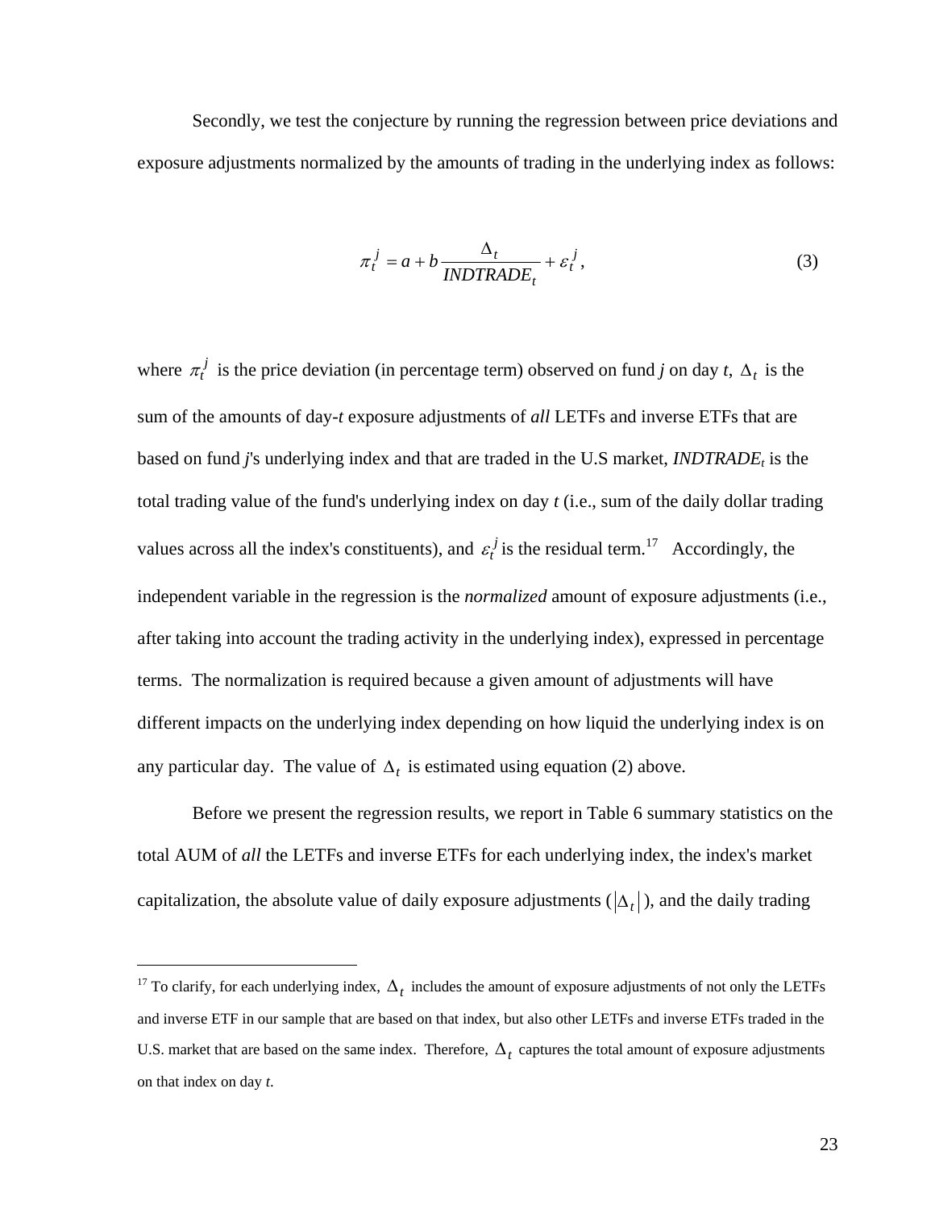Secondly, we test the conjecture by running the regression between price deviations and exposure adjustments normalized by the amounts of trading in the underlying index as follows:

$$\pi_t^j = a + b \frac{\Delta_t}{INDTRADE_t} + \varepsilon_t^j, \tag{3}$$

where $\pi_t^j$ is the price deviation (in percentage term) observed on fund *j* on day *t*, $\Delta_t$ is the sum of the amounts of day-*t* exposure adjustments of *all* LETFs and inverse ETFs that are based on fund *j*'s underlying index and that are traded in the U.S market, $INDTRADE_t$ is the total trading value of the fund's underlying index on day *t* (i.e., sum of the daily dollar trading values across all the index's constituents), and $\varepsilon_t^j$ is the residual term.[17] Accordingly, the independent variable in the regression is the *normalized* amount of exposure adjustments (i.e., after taking into account the trading activity in the underlying index), expressed in percentage terms. The normalization is required because a given amount of adjustments will have different impacts on the underlying index depending on how liquid the underlying index is on any particular day. The value of $\Delta_t$ is estimated using equation (2) above.

Before we present the regression results, we report in Table 6 summary statistics on the total AUM of *all* the LETFs and inverse ETFs for each underlying index, the index's market capitalization, the absolute value of daily exposure adjustments ($|\Delta_t|$), and the daily trading

---

[17] To clarify, for each underlying index, $\Delta_t$ includes the amount of exposure adjustments of not only the LETFs and inverse ETF in our sample that are based on that index, but also other LETFs and inverse ETFs traded in the U.S. market that are based on the same index. Therefore, $\Delta_t$ captures the total amount of exposure adjustments on that index on day *t*.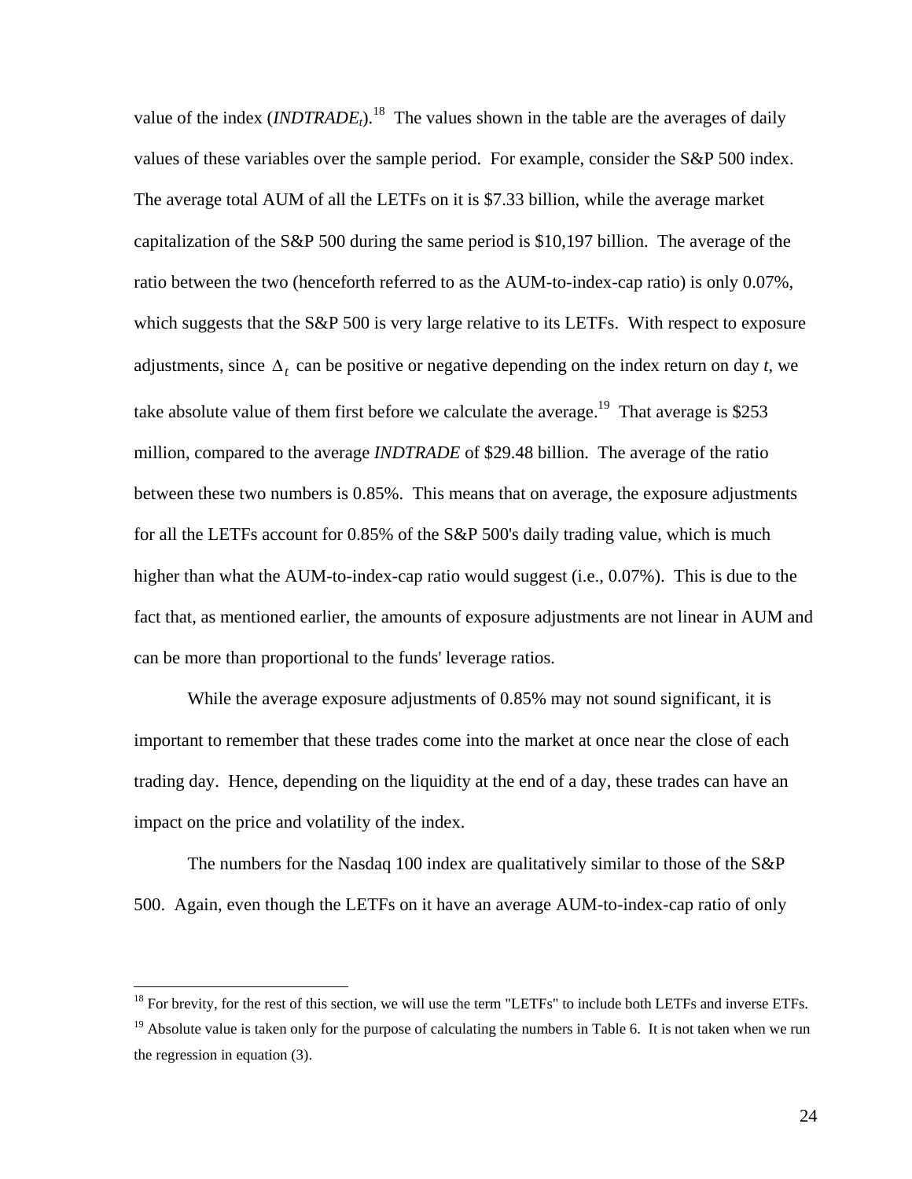value of the index (*INDTRADE*$_t$).[18] The values shown in the table are the averages of daily values of these variables over the sample period. For example, consider the S&P 500 index. The average total AUM of all the LETFs on it is $7.33 billion, while the average market capitalization of the S&P 500 during the same period is $10,197 billion. The average of the ratio between the two (henceforth referred to as the AUM-to-index-cap ratio) is only 0.07%, which suggests that the S&P 500 is very large relative to its LETFs. With respect to exposure adjustments, since $\Delta_t$ can be positive or negative depending on the index return on day *t*, we take absolute value of them first before we calculate the average.[19] That average is $253 million, compared to the average *INDTRADE* of $29.48 billion. The average of the ratio between these two numbers is 0.85%. This means that on average, the exposure adjustments for all the LETFs account for 0.85% of the S&P 500's daily trading value, which is much higher than what the AUM-to-index-cap ratio would suggest (i.e., 0.07%). This is due to the fact that, as mentioned earlier, the amounts of exposure adjustments are not linear in AUM and can be more than proportional to the funds' leverage ratios.

While the average exposure adjustments of 0.85% may not sound significant, it is important to remember that these trades come into the market at once near the close of each trading day. Hence, depending on the liquidity at the end of a day, these trades can have an impact on the price and volatility of the index.

The numbers for the Nasdaq 100 index are qualitatively similar to those of the S&P 500. Again, even though the LETFs on it have an average AUM-to-index-cap ratio of only

---

[18] For brevity, for the rest of this section, we will use the term "LETFs" to include both LETFs and inverse ETFs.

[19] Absolute value is taken only for the purpose of calculating the numbers in Table 6. It is not taken when we run the regression in equation (3).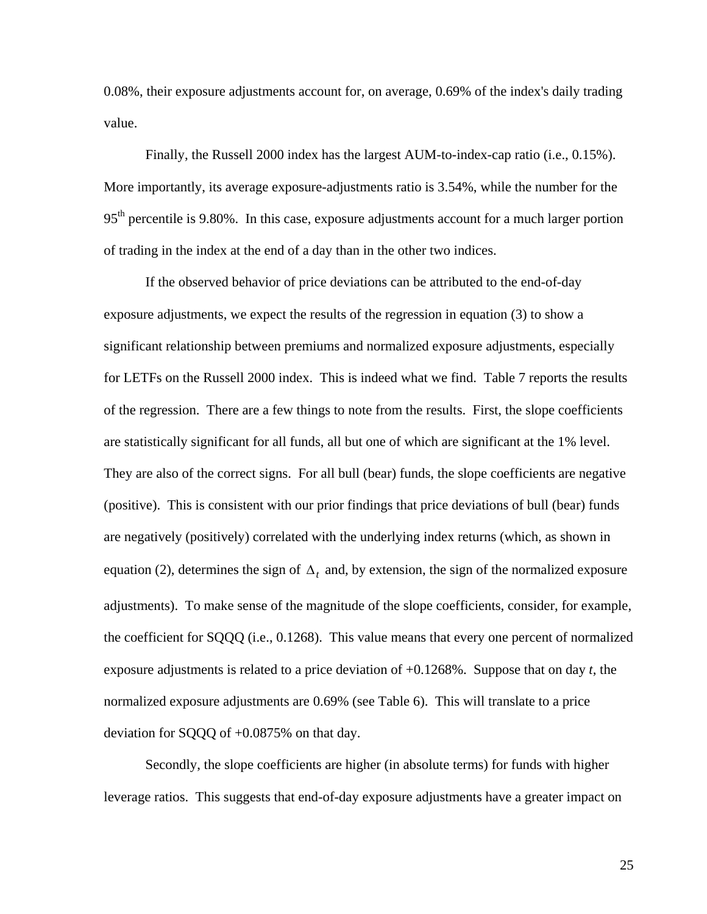0.08%, their exposure adjustments account for, on average, 0.69% of the index's daily trading value.

Finally, the Russell 2000 index has the largest AUM-to-index-cap ratio (i.e., 0.15%). More importantly, its average exposure-adjustments ratio is 3.54%, while the number for the 95[th] percentile is 9.80%. In this case, exposure adjustments account for a much larger portion of trading in the index at the end of a day than in the other two indices.

If the observed behavior of price deviations can be attributed to the end-of-day exposure adjustments, we expect the results of the regression in equation (3) to show a significant relationship between premiums and normalized exposure adjustments, especially for LETFs on the Russell 2000 index. This is indeed what we find. Table 7 reports the results of the regression. There are a few things to note from the results. First, the slope coefficients are statistically significant for all funds, all but one of which are significant at the 1% level. They are also of the correct signs. For all bull (bear) funds, the slope coefficients are negative (positive). This is consistent with our prior findings that price deviations of bull (bear) funds are negatively (positively) correlated with the underlying index returns (which, as shown in equation (2), determines the sign of $\Delta_t$ and, by extension, the sign of the normalized exposure adjustments). To make sense of the magnitude of the slope coefficients, consider, for example, the coefficient for SQQQ (i.e., 0.1268). This value means that every one percent of normalized exposure adjustments is related to a price deviation of +0.1268%. Suppose that on day *t*, the normalized exposure adjustments are 0.69% (see Table 6). This will translate to a price deviation for SQQQ of +0.0875% on that day.

Secondly, the slope coefficients are higher (in absolute terms) for funds with higher leverage ratios. This suggests that end-of-day exposure adjustments have a greater impact on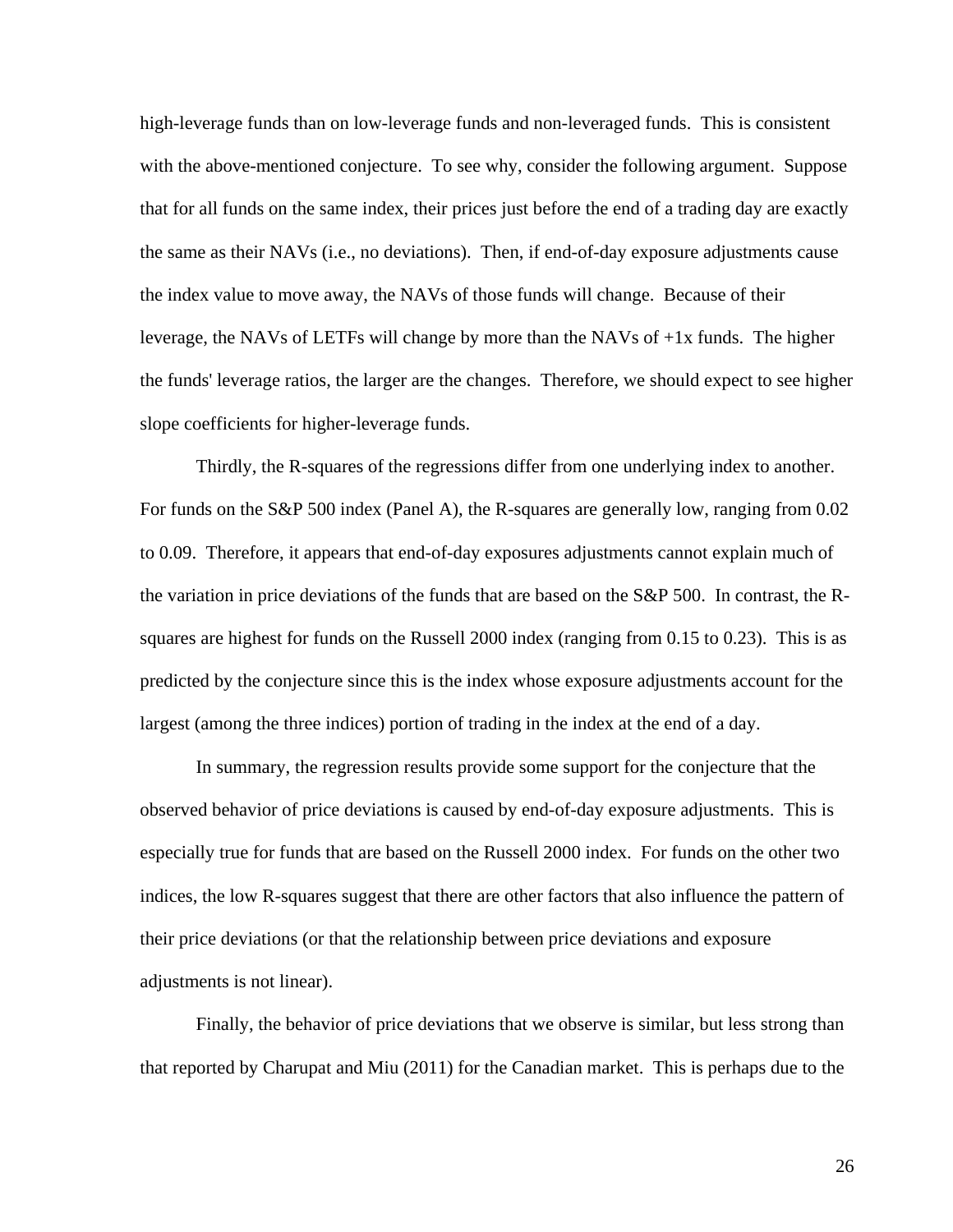high-leverage funds than on low-leverage funds and non-leveraged funds. This is consistent with the above-mentioned conjecture. To see why, consider the following argument. Suppose that for all funds on the same index, their prices just before the end of a trading day are exactly the same as their NAVs (i.e., no deviations). Then, if end-of-day exposure adjustments cause the index value to move away, the NAVs of those funds will change. Because of their leverage, the NAVs of LETFs will change by more than the NAVs of +1x funds. The higher the funds' leverage ratios, the larger are the changes. Therefore, we should expect to see higher slope coefficients for higher-leverage funds.

Thirdly, the R-squares of the regressions differ from one underlying index to another. For funds on the S&P 500 index (Panel A), the R-squares are generally low, ranging from 0.02 to 0.09. Therefore, it appears that end-of-day exposures adjustments cannot explain much of the variation in price deviations of the funds that are based on the S&P 500. In contrast, the R-squares are highest for funds on the Russell 2000 index (ranging from 0.15 to 0.23). This is as predicted by the conjecture since this is the index whose exposure adjustments account for the largest (among the three indices) portion of trading in the index at the end of a day.

In summary, the regression results provide some support for the conjecture that the observed behavior of price deviations is caused by end-of-day exposure adjustments. This is especially true for funds that are based on the Russell 2000 index. For funds on the other two indices, the low R-squares suggest that there are other factors that also influence the pattern of their price deviations (or that the relationship between price deviations and exposure adjustments is not linear).

Finally, the behavior of price deviations that we observe is similar, but less strong than that reported by Charupat and Miu (2011) for the Canadian market. This is perhaps due to the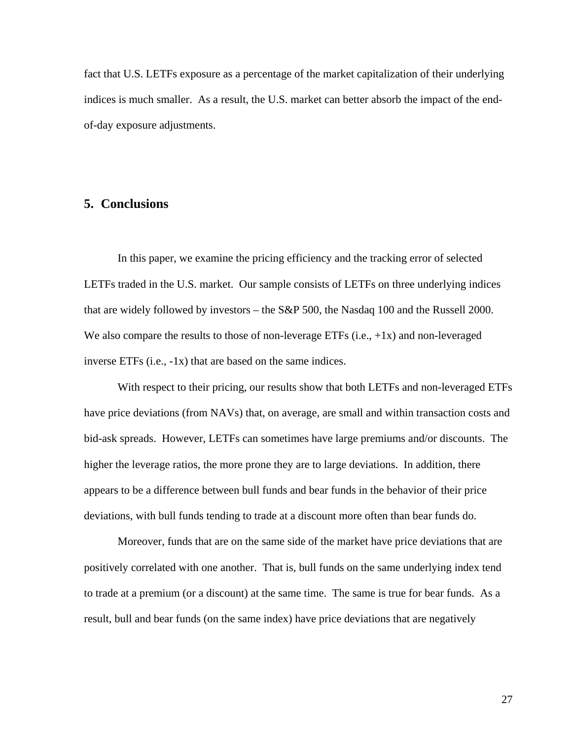fact that U.S. LETFs exposure as a percentage of the market capitalization of their underlying indices is much smaller. As a result, the U.S. market can better absorb the impact of the end-of-day exposure adjustments.

## 5. Conclusions

In this paper, we examine the pricing efficiency and the tracking error of selected LETFs traded in the U.S. market. Our sample consists of LETFs on three underlying indices that are widely followed by investors – the S&P 500, the Nasdaq 100 and the Russell 2000. We also compare the results to those of non-leverage ETFs (i.e., +1x) and non-leveraged inverse ETFs (i.e., -1x) that are based on the same indices.

With respect to their pricing, our results show that both LETFs and non-leveraged ETFs have price deviations (from NAVs) that, on average, are small and within transaction costs and bid-ask spreads. However, LETFs can sometimes have large premiums and/or discounts. The higher the leverage ratios, the more prone they are to large deviations. In addition, there appears to be a difference between bull funds and bear funds in the behavior of their price deviations, with bull funds tending to trade at a discount more often than bear funds do.

Moreover, funds that are on the same side of the market have price deviations that are positively correlated with one another. That is, bull funds on the same underlying index tend to trade at a premium (or a discount) at the same time. The same is true for bear funds. As a result, bull and bear funds (on the same index) have price deviations that are negatively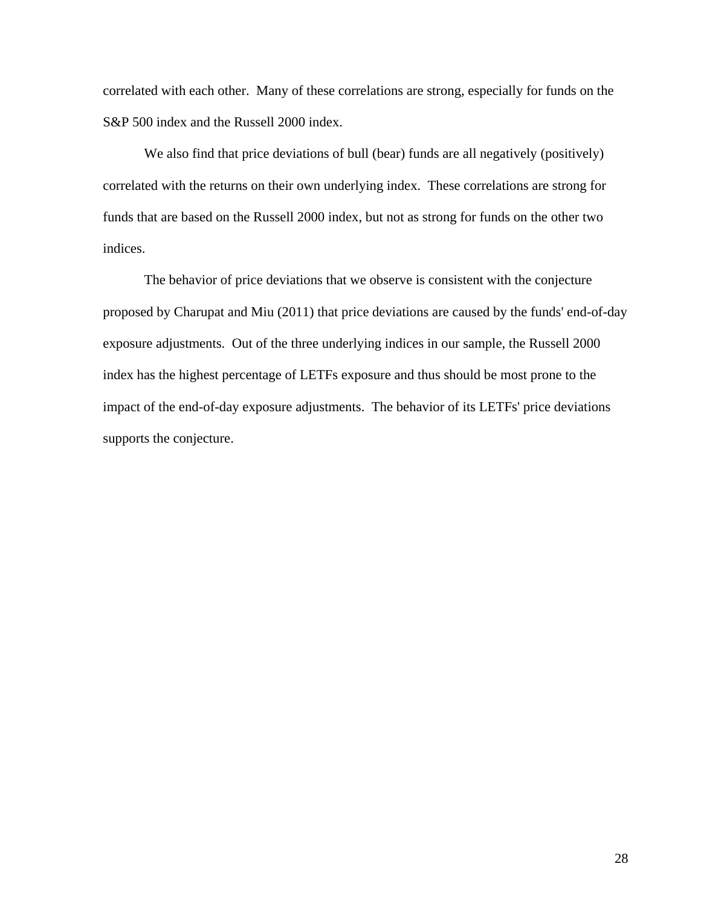correlated with each other. Many of these correlations are strong, especially for funds on the S&P 500 index and the Russell 2000 index.

We also find that price deviations of bull (bear) funds are all negatively (positively) correlated with the returns on their own underlying index. These correlations are strong for funds that are based on the Russell 2000 index, but not as strong for funds on the other two indices.

The behavior of price deviations that we observe is consistent with the conjecture proposed by Charupat and Miu (2011) that price deviations are caused by the funds' end-of-day exposure adjustments. Out of the three underlying indices in our sample, the Russell 2000 index has the highest percentage of LETFs exposure and thus should be most prone to the impact of the end-of-day exposure adjustments. The behavior of its LETFs' price deviations supports the conjecture.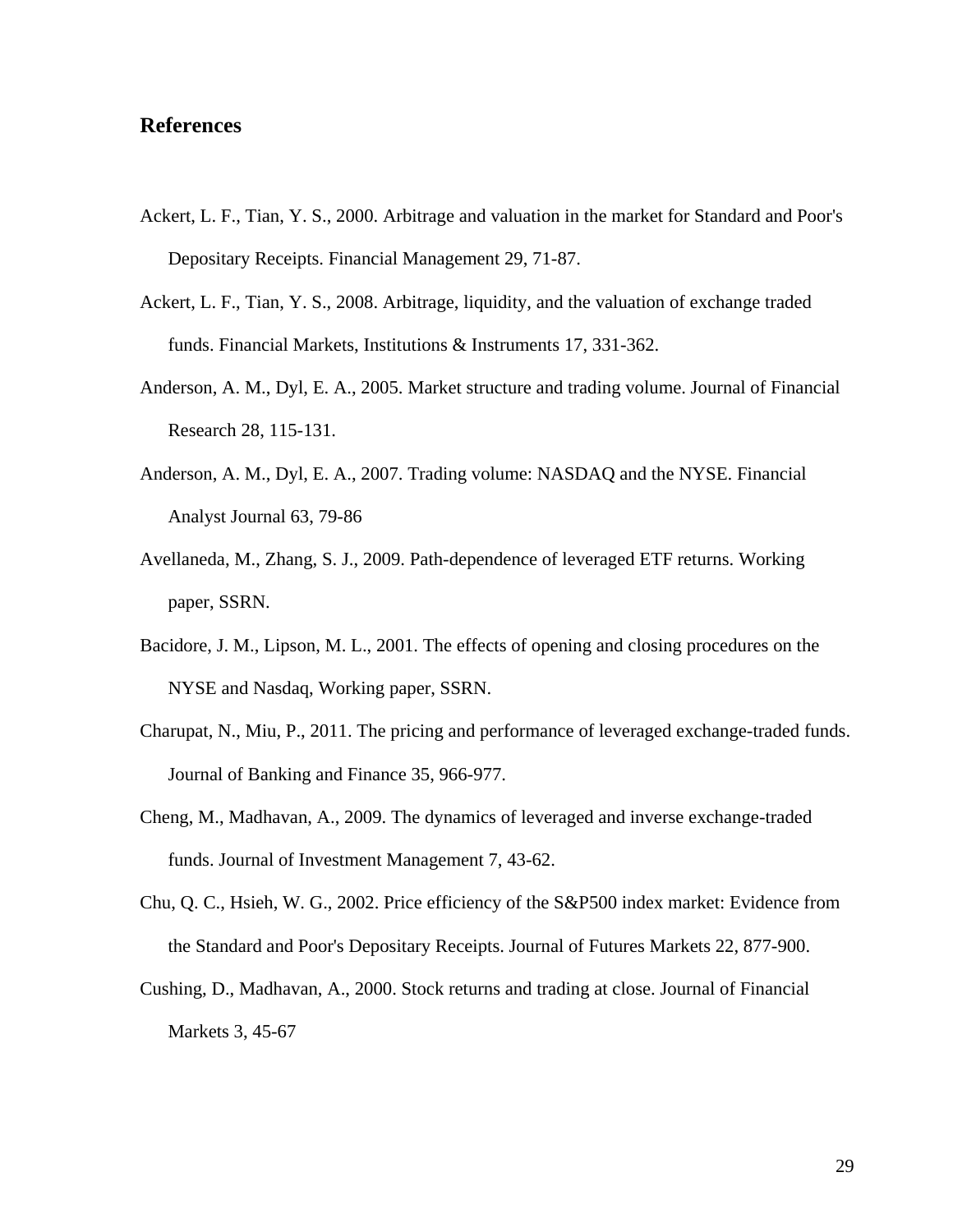## References

Ackert, L. F., Tian, Y. S., 2000. Arbitrage and valuation in the market for Standard and Poor's Depositary Receipts. Financial Management 29, 71-87.

Ackert, L. F., Tian, Y. S., 2008. Arbitrage, liquidity, and the valuation of exchange traded funds. Financial Markets, Institutions & Instruments 17, 331-362.

Anderson, A. M., Dyl, E. A., 2005. Market structure and trading volume. Journal of Financial Research 28, 115-131.

Anderson, A. M., Dyl, E. A., 2007. Trading volume: NASDAQ and the NYSE. Financial Analyst Journal 63, 79-86

Avellaneda, M., Zhang, S. J., 2009. Path-dependence of leveraged ETF returns. Working paper, SSRN.

Bacidore, J. M., Lipson, M. L., 2001. The effects of opening and closing procedures on the NYSE and Nasdaq, Working paper, SSRN.

Charupat, N., Miu, P., 2011. The pricing and performance of leveraged exchange-traded funds. Journal of Banking and Finance 35, 966-977.

Cheng, M., Madhavan, A., 2009. The dynamics of leveraged and inverse exchange-traded funds. Journal of Investment Management 7, 43-62.

Chu, Q. C., Hsieh, W. G., 2002. Price efficiency of the S&P500 index market: Evidence from the Standard and Poor's Depositary Receipts. Journal of Futures Markets 22, 877-900.

Cushing, D., Madhavan, A., 2000. Stock returns and trading at close. Journal of Financial Markets 3, 45-67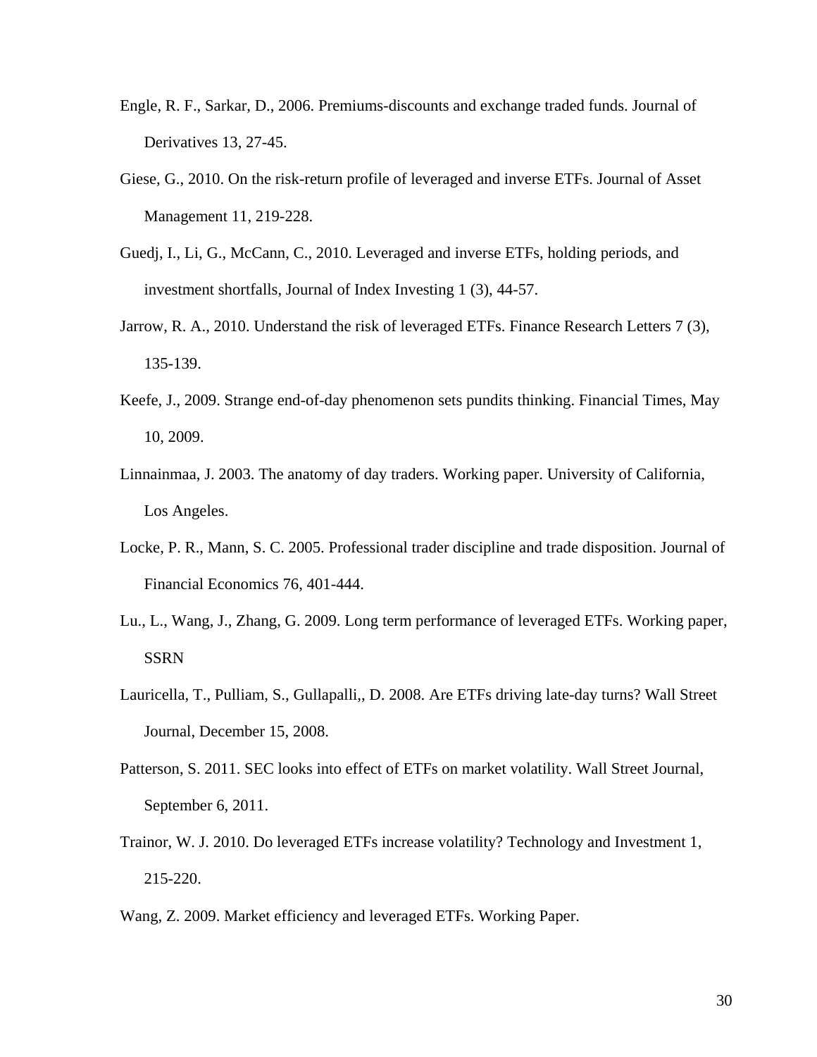Engle, R. F., Sarkar, D., 2006. Premiums-discounts and exchange traded funds. Journal of Derivatives 13, 27-45.

Giese, G., 2010. On the risk-return profile of leveraged and inverse ETFs. Journal of Asset Management 11, 219-228.

Guedj, I., Li, G., McCann, C., 2010. Leveraged and inverse ETFs, holding periods, and investment shortfalls, Journal of Index Investing 1 (3), 44-57.

Jarrow, R. A., 2010. Understand the risk of leveraged ETFs. Finance Research Letters 7 (3), 135-139.

Keefe, J., 2009. Strange end-of-day phenomenon sets pundits thinking. Financial Times, May 10, 2009.

Linnainmaa, J. 2003. The anatomy of day traders. Working paper. University of California, Los Angeles.

Locke, P. R., Mann, S. C. 2005. Professional trader discipline and trade disposition. Journal of Financial Economics 76, 401-444.

Lu., L., Wang, J., Zhang, G. 2009. Long term performance of leveraged ETFs. Working paper, SSRN

Lauricella, T., Pulliam, S., Gullapalli,, D. 2008. Are ETFs driving late-day turns? Wall Street Journal, December 15, 2008.

Patterson, S. 2011. SEC looks into effect of ETFs on market volatility. Wall Street Journal, September 6, 2011.

Trainor, W. J. 2010. Do leveraged ETFs increase volatility? Technology and Investment 1, 215-220.

Wang, Z. 2009. Market efficiency and leveraged ETFs. Working Paper.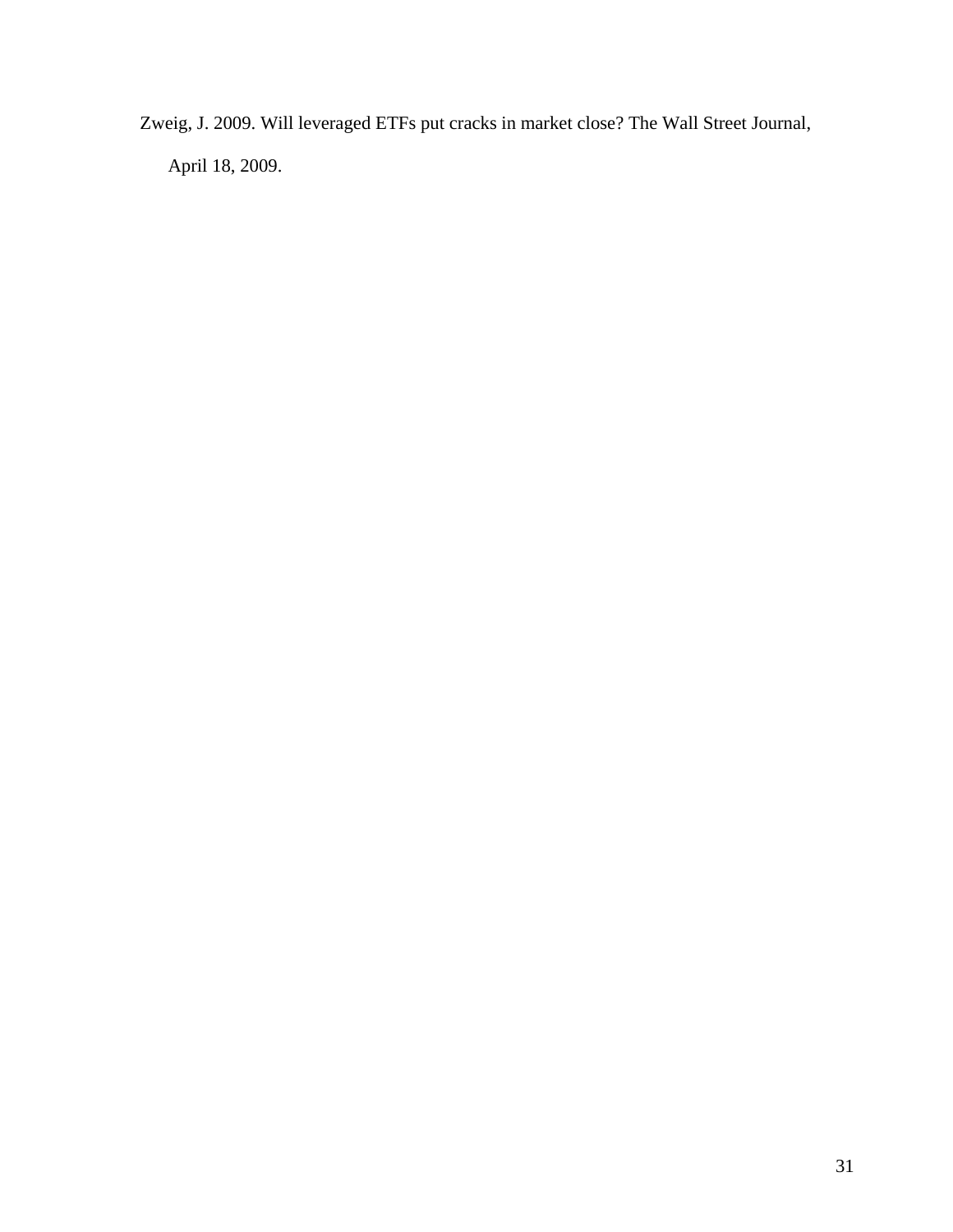Zweig, J. 2009. Will leveraged ETFs put cracks in market close? The Wall Street Journal, April 18, 2009.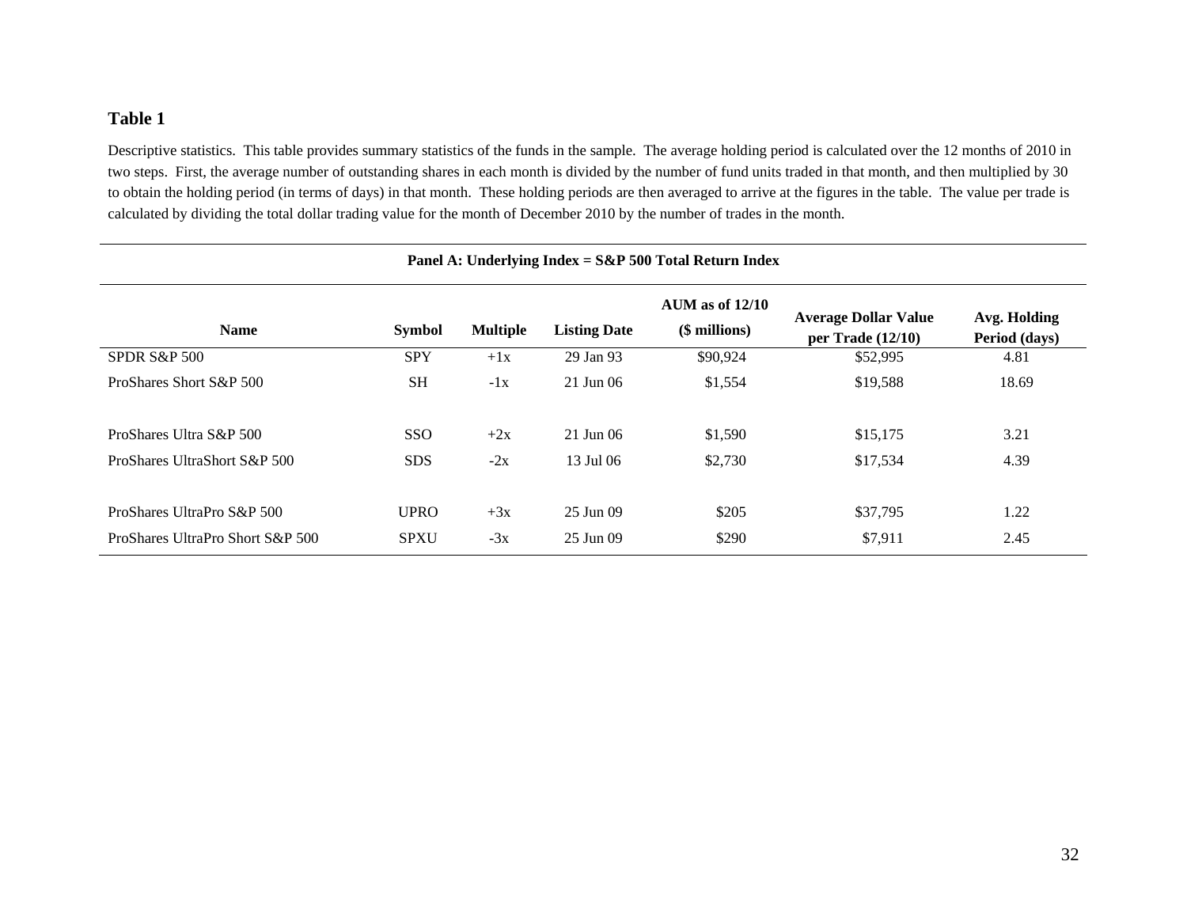## Table 1

Descriptive statistics. This table provides summary statistics of the funds in the sample. The average holding period is calculated over the 12 months of 2010 in two steps. First, the average number of outstanding shares in each month is divided by the number of fund units traded in that month, and then multiplied by 30 to obtain the holding period (in terms of days) in that month. These holding periods are then averaged to arrive at the figures in the table. The value per trade is calculated by dividing the total dollar trading value for the month of December 2010 by the number of trades in the month.

**Panel A: Underlying Index = S&P 500 Total Return Index**

| Name | Symbol | Multiple | Listing Date | AUM as of 12/10 ($ millions) | Average Dollar Value per Trade (12/10) | Avg. Holding Period (days) |
|---|---|---|---|---|---|---|
| SPDR S&P 500 | SPY | +1x | 29 Jan 93 | $90,924 | $52,995 | 4.81 |
| ProShares Short S&P 500 | SH | -1x | 21 Jun 06 | $1,554 | $19,588 | 18.69 |
| | | | | | | |
| ProShares Ultra S&P 500 | SSO | +2x | 21 Jun 06 | $1,590 | $15,175 | 3.21 |
| ProShares UltraShort S&P 500 | SDS | -2x | 13 Jul 06 | $2,730 | $17,534 | 4.39 |
| | | | | | | |
| ProShares UltraPro S&P 500 | UPRO | +3x | 25 Jun 09 | $205 | $37,795 | 1.22 |
| ProShares UltraPro Short S&P 500 | SPXU | -3x | 25 Jun 09 | $290 | $7,911 | 2.45 |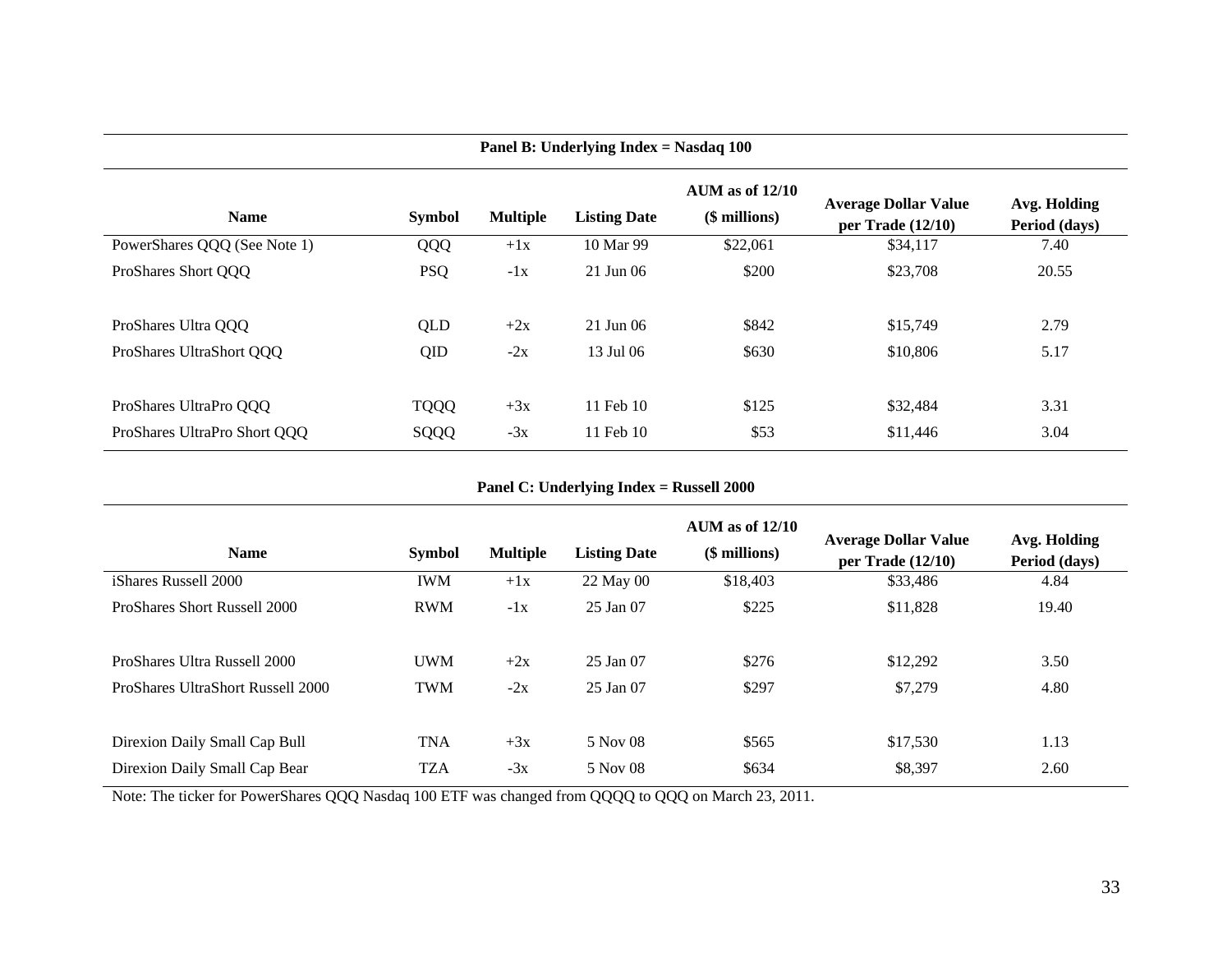**Panel B: Underlying Index = Nasdaq 100**

| Name | Symbol | Multiple | Listing Date | AUM as of 12/10 ($ millions) | Average Dollar Value per Trade (12/10) | Avg. Holding Period (days) |
|---|---|---|---|---|---|---|
| PowerShares QQQ (See Note 1) | QQQ | +1x | 10 Mar 99 | $22,061 | $34,117 | 7.40 |
| ProShares Short QQQ | PSQ | -1x | 21 Jun 06 | $200 | $23,708 | 20.55 |
| ProShares Ultra QQQ | QLD | +2x | 21 Jun 06 | $842 | $15,749 | 2.79 |
| ProShares UltraShort QQQ | QID | -2x | 13 Jul 06 | $630 | $10,806 | 5.17 |
| ProShares UltraPro QQQ | TQQQ | +3x | 11 Feb 10 | $125 | $32,484 | 3.31 |
| ProShares UltraPro Short QQQ | SQQQ | -3x | 11 Feb 10 | $53 | $11,446 | 3.04 |

**Panel C: Underlying Index = Russell 2000**

| Name | Symbol | Multiple | Listing Date | AUM as of 12/10 ($ millions) | Average Dollar Value per Trade (12/10) | Avg. Holding Period (days) |
|---|---|---|---|---|---|---|
| iShares Russell 2000 | IWM | +1x | 22 May 00 | $18,403 | $33,486 | 4.84 |
| ProShares Short Russell 2000 | RWM | -1x | 25 Jan 07 | $225 | $11,828 | 19.40 |
| ProShares Ultra Russell 2000 | UWM | +2x | 25 Jan 07 | $276 | $12,292 | 3.50 |
| ProShares UltraShort Russell 2000 | TWM | -2x | 25 Jan 07 | $297 | $7,279 | 4.80 |
| Direxion Daily Small Cap Bull | TNA | +3x | 5 Nov 08 | $565 | $17,530 | 1.13 |
| Direxion Daily Small Cap Bear | TZA | -3x | 5 Nov 08 | $634 | $8,397 | 2.60 |

Note: The ticker for PowerShares QQQ Nasdaq 100 ETF was changed from QQQQ to QQQ on March 23, 2011.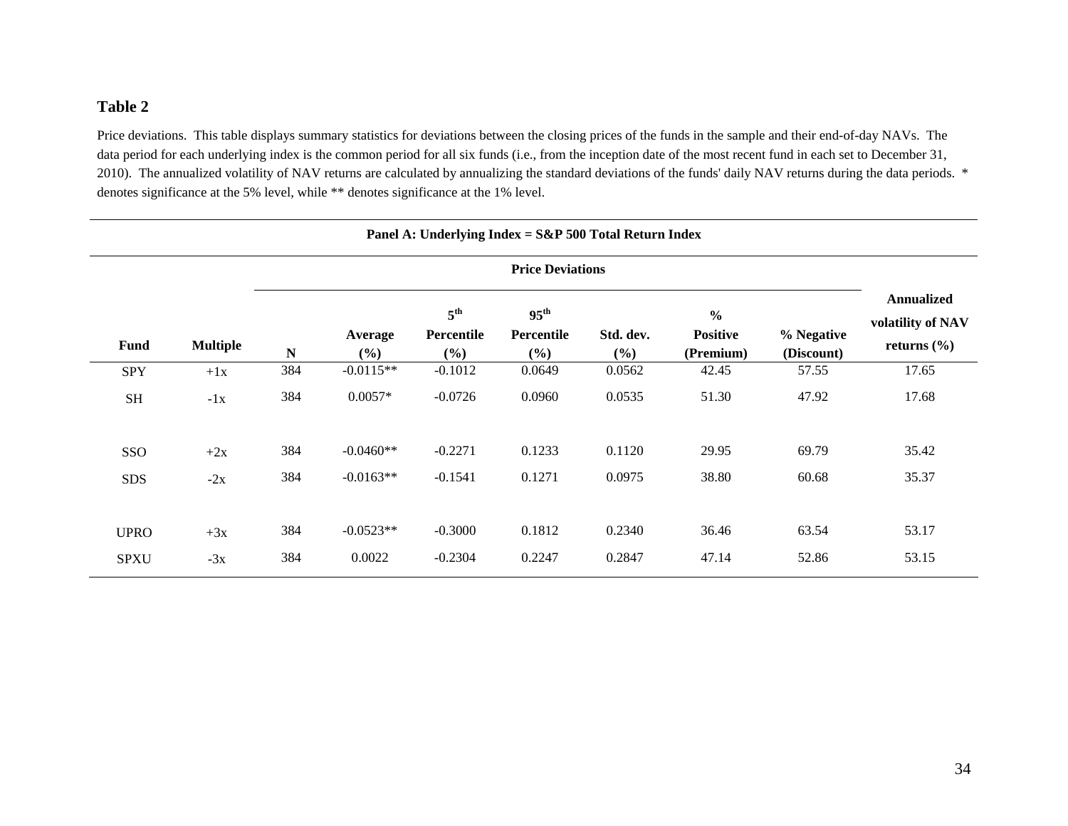**Table 2**

Price deviations. This table displays summary statistics for deviations between the closing prices of the funds in the sample and their end-of-day NAVs. The data period for each underlying index is the common period for all six funds (i.e., from the inception date of the most recent fund in each set to December 31, 2010). The annualized volatility of NAV returns are calculated by annualizing the standard deviations of the funds' daily NAV returns during the data periods. * denotes significance at the 5% level, while ** denotes significance at the 1% level.

| Panel A: Underlying Index = S&P 500 Total Return Index | | | | | | | | | |
|---|---|---|---|---|---|---|---|---|---|
| | | **Price Deviations** | | | | | | | |
| **Fund** | **Multiple** | **N** | **Average (%)** | **5th Percentile (%)** | **95th Percentile (%)** | **Std. dev. (%)** | **% Positive (Premium)** | **% Negative (Discount)** | **Annualized volatility of NAV returns (%)** |
| SPY | +1x | 384 | -0.0115** | -0.1012 | 0.0649 | 0.0562 | 42.45 | 57.55 | 17.65 |
| SH | -1x | 384 | 0.0057* | -0.0726 | 0.0960 | 0.0535 | 51.30 | 47.92 | 17.68 |
| SSO | +2x | 384 | -0.0460** | -0.2271 | 0.1233 | 0.1120 | 29.95 | 69.79 | 35.42 |
| SDS | -2x | 384 | -0.0163** | -0.1541 | 0.1271 | 0.0975 | 38.80 | 60.68 | 35.37 |
| UPRO | +3x | 384 | -0.0523** | -0.3000 | 0.1812 | 0.2340 | 36.46 | 63.54 | 53.17 |
| SPXU | -3x | 384 | 0.0022 | -0.2304 | 0.2247 | 0.2847 | 47.14 | 52.86 | 53.15 |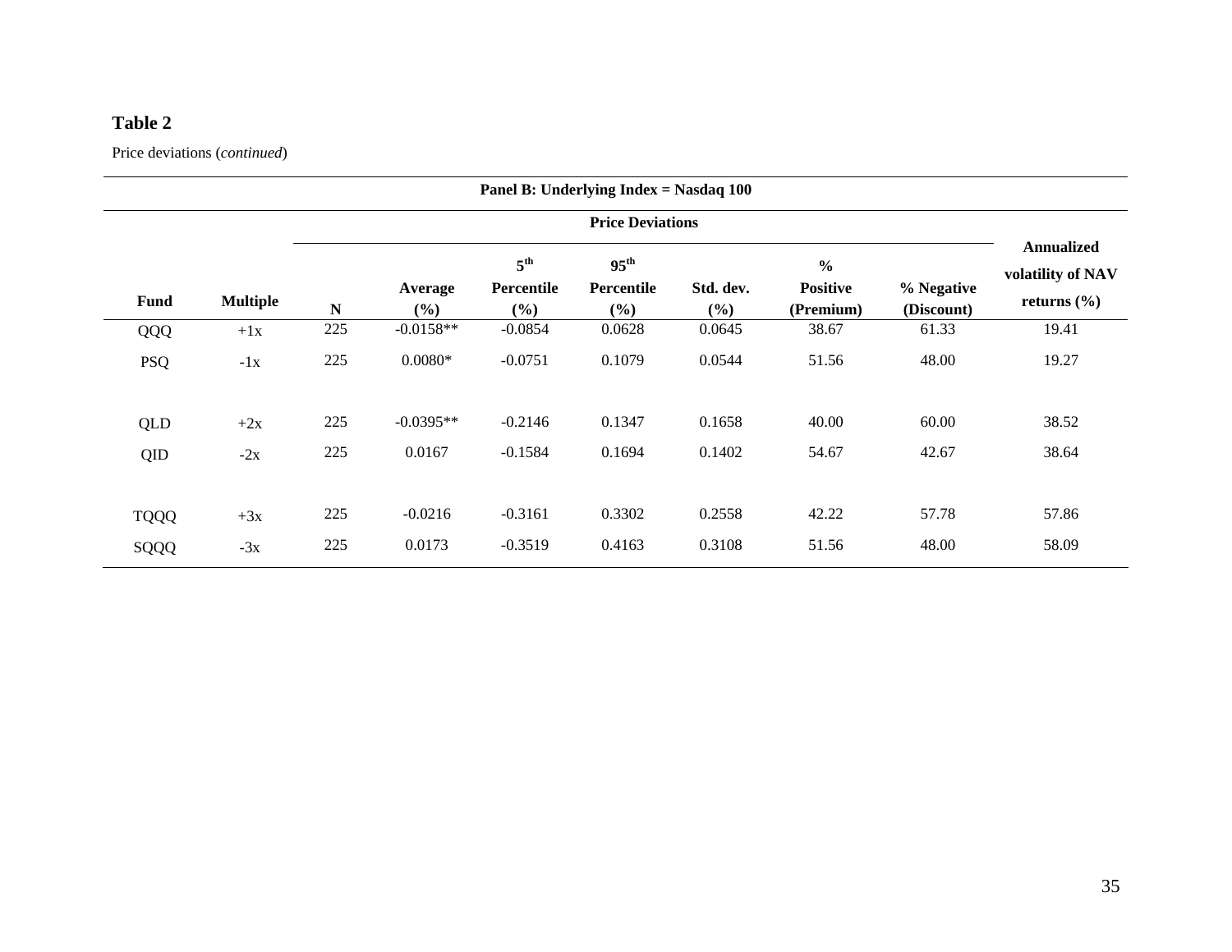**Table 2**

Price deviations (*continued*)

| Panel B: Underlying Index = Nasdaq 100 | | | | | | | | | |
|---|---|---|---|---|---|---|---|---|---|
| | | Price Deviations | | | | | | | |
| Fund | Multiple | N | Average (%) | 5th Percentile (%) | 95th Percentile (%) | Std. dev. (%) | % Positive (Premium) | % Negative (Discount) | Annualized volatility of NAV returns (%) |
| QQQ | +1x | 225 | -0.0158** | -0.0854 | 0.0628 | 0.0645 | 38.67 | 61.33 | 19.41 |
| PSQ | -1x | 225 | 0.0080* | -0.0751 | 0.1079 | 0.0544 | 51.56 | 48.00 | 19.27 |
| QLD | +2x | 225 | -0.0395** | -0.2146 | 0.1347 | 0.1658 | 40.00 | 60.00 | 38.52 |
| QID | -2x | 225 | 0.0167 | -0.1584 | 0.1694 | 0.1402 | 54.67 | 42.67 | 38.64 |
| TQQQ | +3x | 225 | -0.0216 | -0.3161 | 0.3302 | 0.2558 | 42.22 | 57.78 | 57.86 |
| SQQQ | -3x | 225 | 0.0173 | -0.3519 | 0.4163 | 0.3108 | 51.56 | 48.00 | 58.09 |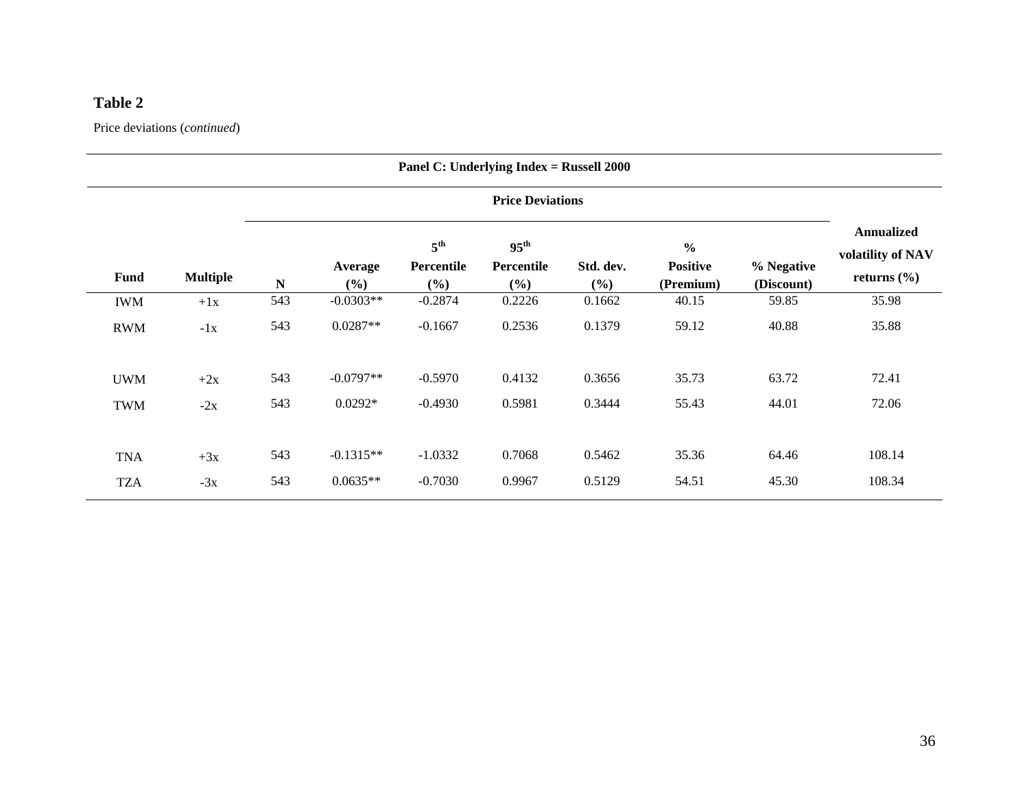**Table 2**

Price deviations (*continued*)

| Panel C: Underlying Index = Russell 2000 | | | | | | | | | | |
|---|---|---|---|---|---|---|---|---|---|---|
| | | Price Deviations | | | | | | | | |
| Fund | Multiple | N | Average (%) | 5[th] Percentile (%) | 95[th] Percentile (%) | Std. dev. (%) | % Positive (Premium) | % Negative (Discount) | Annualized volatility of NAV returns (%) |
| IWM | +1x | 543 | -0.0303** | -0.2874 | 0.2226 | 0.1662 | 40.15 | 59.85 | 35.98 |
| RWM | -1x | 543 | 0.0287** | -0.1667 | 0.2536 | 0.1379 | 59.12 | 40.88 | 35.88 |
| UWM | +2x | 543 | -0.0797** | -0.5970 | 0.4132 | 0.3656 | 35.73 | 63.72 | 72.41 |
| TWM | -2x | 543 | 0.0292* | -0.4930 | 0.5981 | 0.3444 | 55.43 | 44.01 | 72.06 |
| TNA | +3x | 543 | -0.1315** | -1.0332 | 0.7068 | 0.5462 | 35.36 | 64.46 | 108.14 |
| TZA | -3x | 543 | 0.0635** | -0.7030 | 0.9967 | 0.5129 | 54.51 | 45.30 | 108.34 |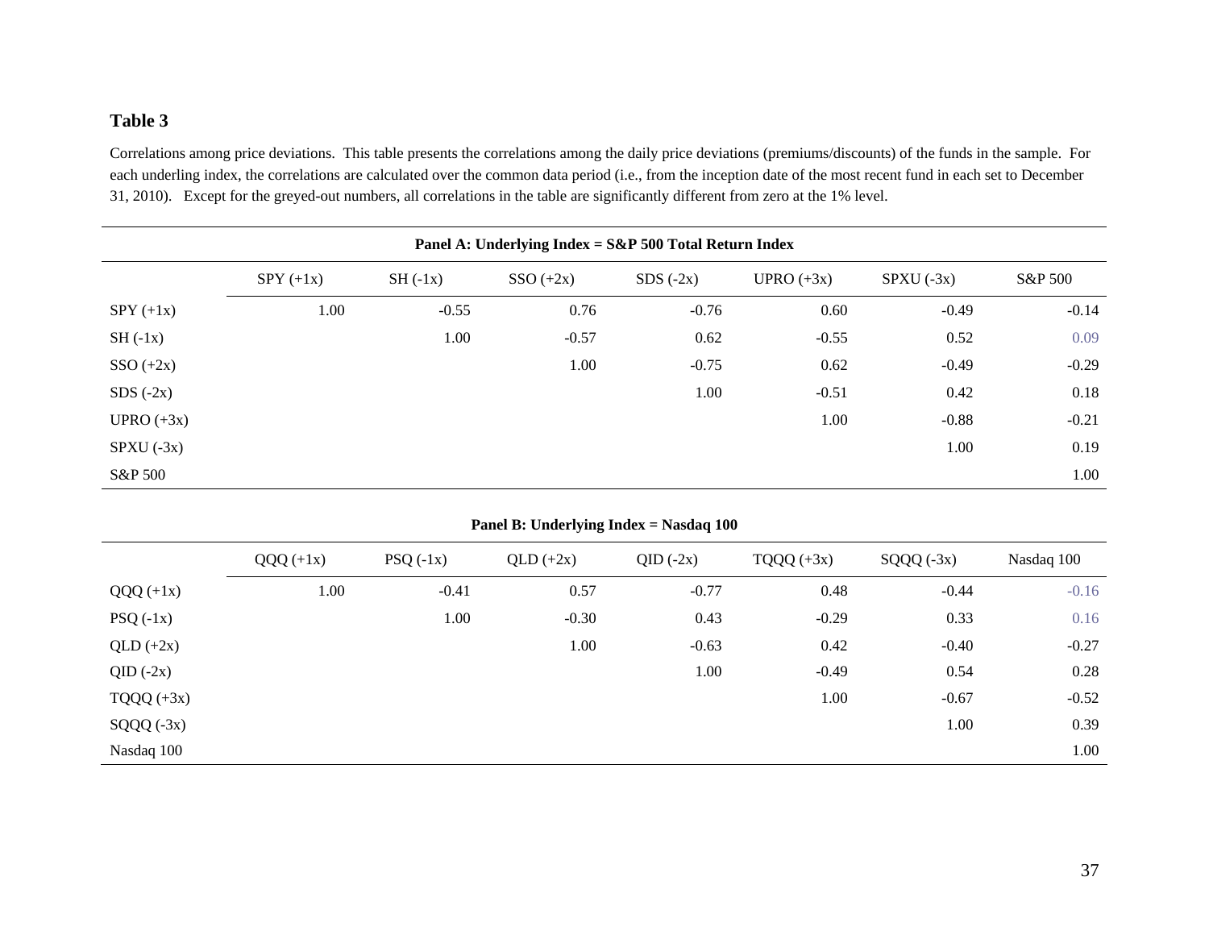## Table 3

Correlations among price deviations. This table presents the correlations among the daily price deviations (premiums/discounts) of the funds in the sample. For each underling index, the correlations are calculated over the common data period (i.e., from the inception date of the most recent fund in each set to December 31, 2010). Except for the greyed-out numbers, all correlations in the table are significantly different from zero at the 1% level.

**Panel A: Underlying Index = S&P 500 Total Return Index**

| | SPY (+1x) | SH (-1x) | SSO (+2x) | SDS (-2x) | UPRO (+3x) | SPXU (-3x) | S&P 500 |
|---|---|---|---|---|---|---|---|
| SPY (+1x) | 1.00 | -0.55 | 0.76 | -0.76 | 0.60 | -0.49 | -0.14 |
| SH (-1x) | | 1.00 | -0.57 | 0.62 | -0.55 | 0.52 | 0.09 |
| SSO (+2x) | | | 1.00 | -0.75 | 0.62 | -0.49 | -0.29 |
| SDS (-2x) | | | | 1.00 | -0.51 | 0.42 | 0.18 |
| UPRO (+3x) | | | | | 1.00 | -0.88 | -0.21 |
| SPXU (-3x) | | | | | | 1.00 | 0.19 |
| S&P 500 | | | | | | | 1.00 |

**Panel B: Underlying Index = Nasdaq 100**

| | QQQ (+1x) | PSQ (-1x) | QLD (+2x) | QID (-2x) | TQQQ (+3x) | SQQQ (-3x) | Nasdaq 100 |
|---|---|---|---|---|---|---|---|
| QQQ (+1x) | 1.00 | -0.41 | 0.57 | -0.77 | 0.48 | -0.44 | -0.16 |
| PSQ (-1x) | | 1.00 | -0.30 | 0.43 | -0.29 | 0.33 | 0.16 |
| QLD (+2x) | | | 1.00 | -0.63 | 0.42 | -0.40 | -0.27 |
| QID (-2x) | | | | 1.00 | -0.49 | 0.54 | 0.28 |
| TQQQ (+3x) | | | | | 1.00 | -0.67 | -0.52 |
| SQQQ (-3x) | | | | | | 1.00 | 0.39 |
| Nasdaq 100 | | | | | | | 1.00 |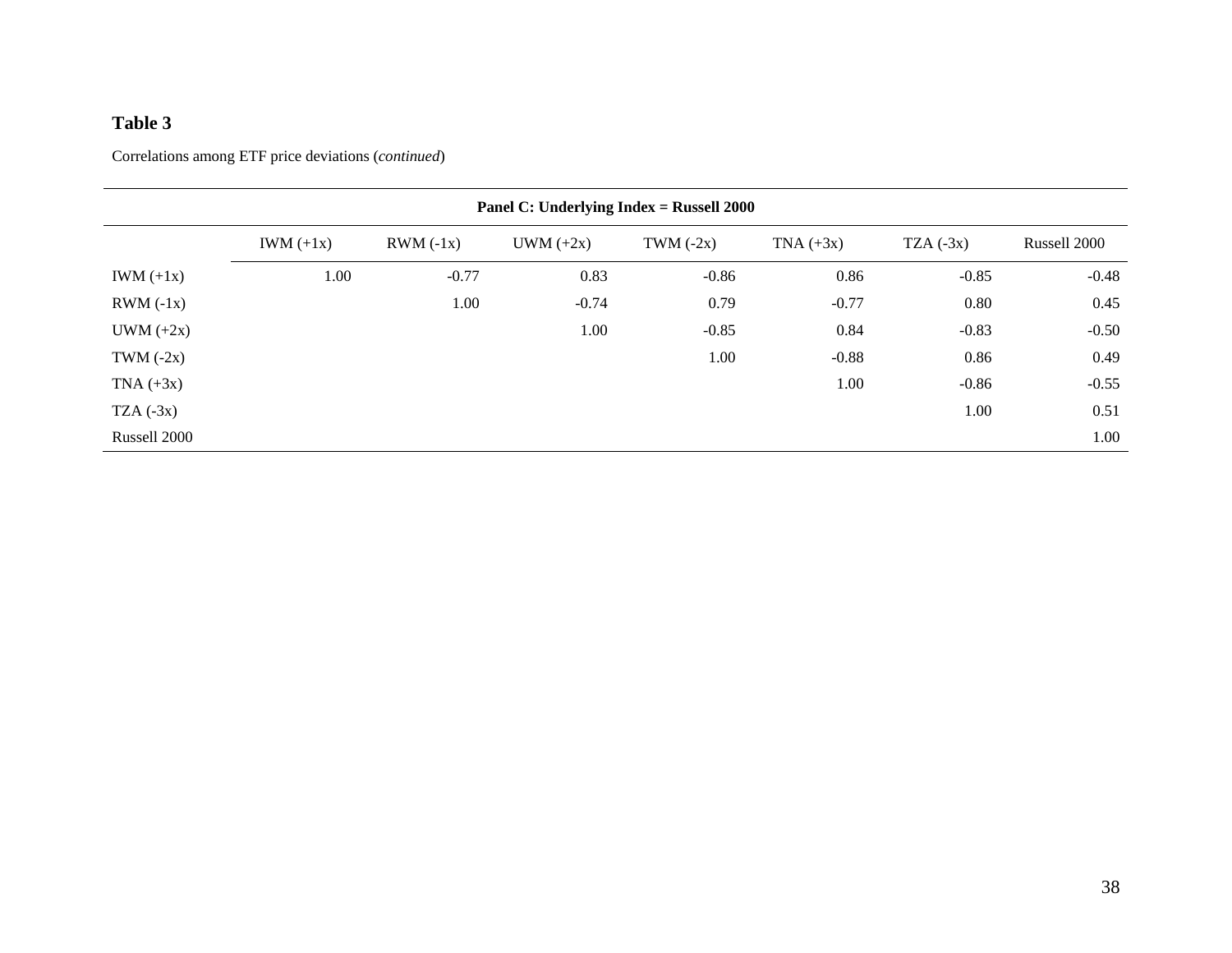**Table 3**

Correlations among ETF price deviations (*continued*)

| Panel C: Underlying Index = Russell 2000 | | | | | | | |
|---|---|---|---|---|---|---|---|
| | IWM (+1x) | RWM (-1x) | UWM (+2x) | TWM (-2x) | TNA (+3x) | TZA (-3x) | Russell 2000 |
| IWM (+1x) | 1.00 | -0.77 | 0.83 | -0.86 | 0.86 | -0.85 | -0.48 |
| RWM (-1x) | | 1.00 | -0.74 | 0.79 | -0.77 | 0.80 | 0.45 |
| UWM (+2x) | | | 1.00 | -0.85 | 0.84 | -0.83 | -0.50 |
| TWM (-2x) | | | | 1.00 | -0.88 | 0.86 | 0.49 |
| TNA (+3x) | | | | | 1.00 | -0.86 | -0.55 |
| TZA (-3x) | | | | | | 1.00 | 0.51 |
| Russell 2000 | | | | | | | 1.00 |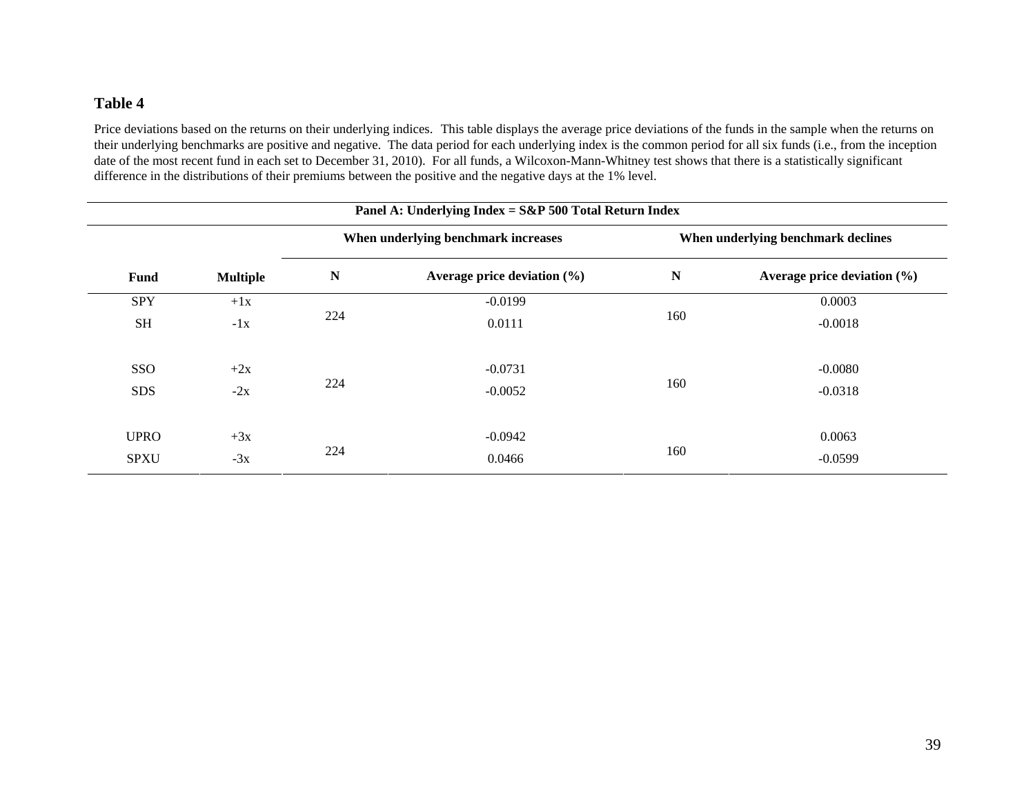## Table 4

Price deviations based on the returns on their underlying indices. This table displays the average price deviations of the funds in the sample when the returns on their underlying benchmarks are positive and negative. The data period for each underlying index is the common period for all six funds (i.e., from the inception date of the most recent fund in each set to December 31, 2010). For all funds, a Wilcoxon-Mann-Whitney test shows that there is a statistically significant difference in the distributions of their premiums between the positive and the negative days at the 1% level.

| Panel A: Underlying Index = S&P 500 Total Return Index | | | | | |
|---|---|---|---|---|---|
| | | When underlying benchmark increases | | When underlying benchmark declines | |
| **Fund** | **Multiple** | **N** | **Average price deviation (%)** | **N** | **Average price deviation (%)** |
| SPY | +1x | 224 | -0.0199 | 160 | 0.0003 |
| SH | -1x | | 0.0111 | | -0.0018 |
| SSO | +2x | 224 | -0.0731 | 160 | -0.0080 |
| SDS | -2x | | -0.0052 | | -0.0318 |
| UPRO | +3x | 224 | -0.0942 | 160 | 0.0063 |
| SPXU | -3x | | 0.0466 | | -0.0599 |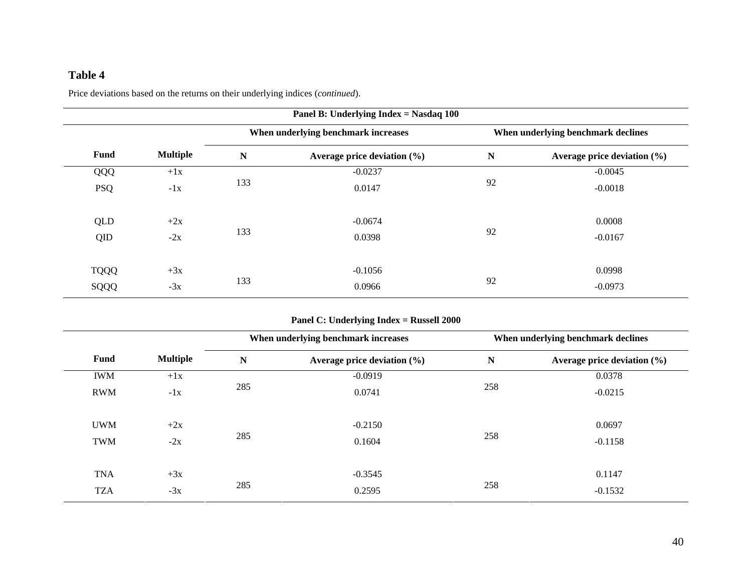**Table 4**

Price deviations based on the returns on their underlying indices (*continued*).

**Panel B: Underlying Index = Nasdaq 100**

| Fund | Multiple | When underlying benchmark increases | | When underlying benchmark declines | |
|---|---|---|---|---|---|
| | | **N** | **Average price deviation (%)** | **N** | **Average price deviation (%)** |
| QQQ | +1x | 133 | -0.0237 | 92 | -0.0045 |
| PSQ | -1x | | 0.0147 | | -0.0018 |
| QLD | +2x | 133 | -0.0674 | 92 | 0.0008 |
| QID | -2x | | 0.0398 | | -0.0167 |
| TQQQ | +3x | 133 | -0.1056 | 92 | 0.0998 |
| SQQQ | -3x | | 0.0966 | | -0.0973 |

**Panel C: Underlying Index = Russell 2000**

| Fund | Multiple | When underlying benchmark increases | | When underlying benchmark declines | |
|---|---|---|---|---|---|
| | | **N** | **Average price deviation (%)** | **N** | **Average price deviation (%)** |
| IWM | +1x | 285 | -0.0919 | 258 | 0.0378 |
| RWM | -1x | | 0.0741 | | -0.0215 |
| UWM | +2x | 285 | -0.2150 | 258 | 0.0697 |
| TWM | -2x | | 0.1604 | | -0.1158 |
| TNA | +3x | 285 | -0.3545 | 258 | 0.1147 |
| TZA | -3x | | 0.2595 | | -0.1532 |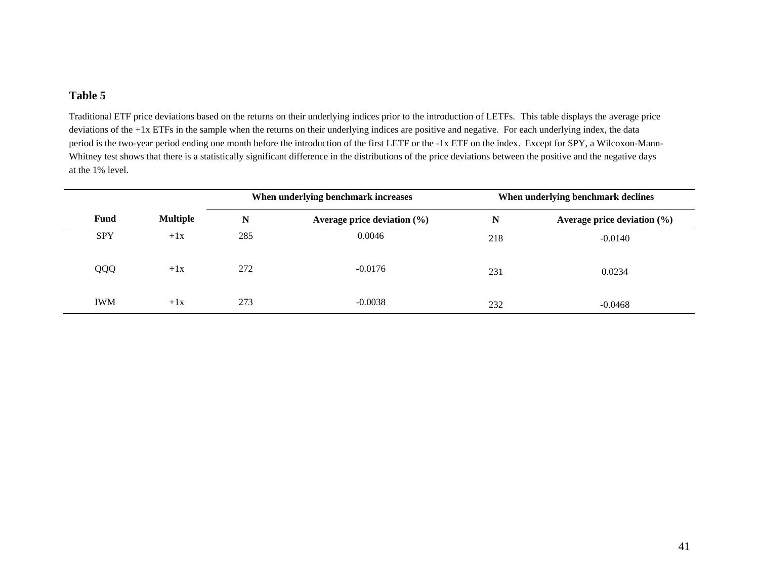## Table 5

Traditional ETF price deviations based on the returns on their underlying indices prior to the introduction of LETFs. This table displays the average price deviations of the +1x ETFs in the sample when the returns on their underlying indices are positive and negative. For each underlying index, the data period is the two-year period ending one month before the introduction of the first LETF or the -1x ETF on the index. Except for SPY, a Wilcoxon-Mann-Whitney test shows that there is a statistically significant difference in the distributions of the price deviations between the positive and the negative days at the 1% level.

| | | When underlying benchmark increases | | When underlying benchmark declines | |
|---|---|---|---|---|---|
| **Fund** | **Multiple** | **N** | **Average price deviation (%)** | **N** | **Average price deviation (%)** |
| SPY | +1x | 285 | 0.0046 | 218 | -0.0140 |
| QQQ | +1x | 272 | -0.0176 | 231 | 0.0234 |
| IWM | +1x | 273 | -0.0038 | 232 | -0.0468 |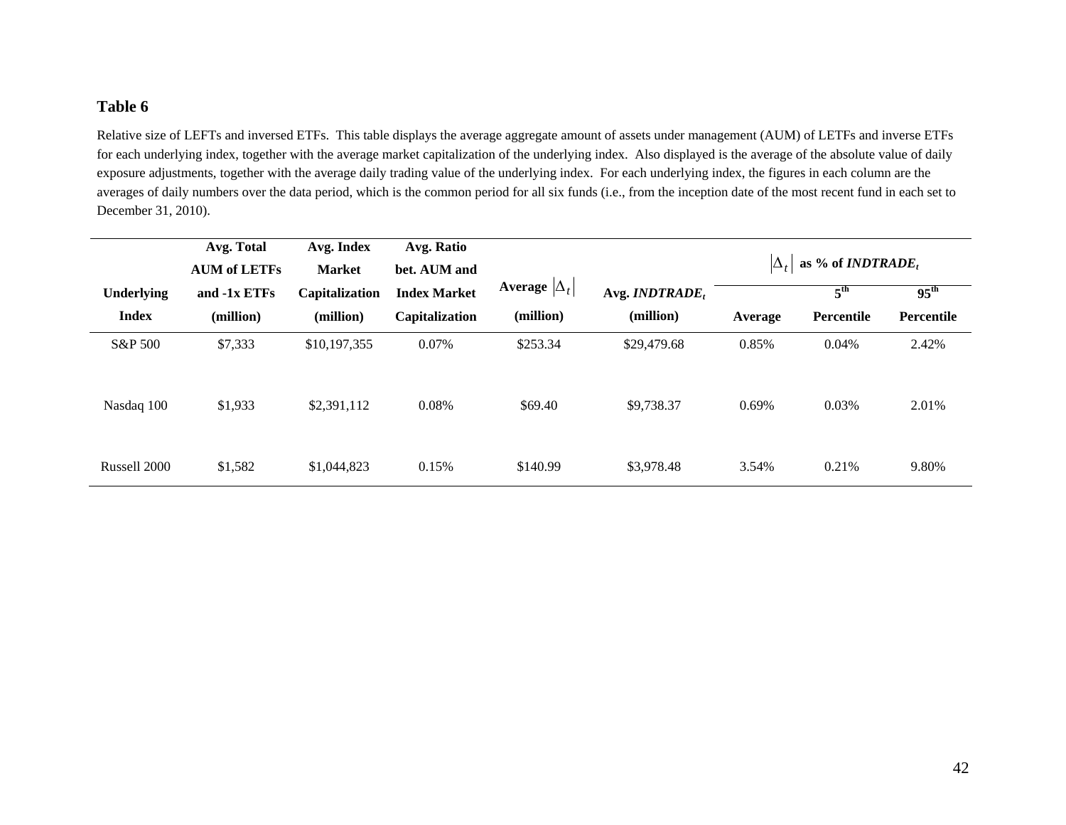## Table 6

Relative size of LEFTs and inversed ETFs. This table displays the average aggregate amount of assets under management (AUM) of LETFs and inverse ETFs for each underlying index, together with the average market capitalization of the underlying index. Also displayed is the average of the absolute value of daily exposure adjustments, together with the average daily trading value of the underlying index. For each underlying index, the figures in each column are the averages of daily numbers over the data period, which is the common period for all six funds (i.e., from the inception date of the most recent fund in each set to December 31, 2010).

| Underlying Index | Avg. Total AUM of LETFs and -1x ETFs (million) | Avg. Index Market Capitalization (million) | Avg. Ratio bet. AUM and Index Market Capitalization | Average $\lvert\Delta_t\rvert$ (million) | Avg. $INDTRADE_t$ (million) | $\lvert\Delta_t\rvert$ as % of $INDTRADE_t$ | | |
|---|---|---|---|---|---|---|---|---|
| | | | | | | Average | 5th Percentile | 95th Percentile |
| S&P 500 | $7,333 | $10,197,355 | 0.07% | $253.34 | $29,479.68 | 0.85% | 0.04% | 2.42% |
| Nasdaq 100 | $1,933 | $2,391,112 | 0.08% | $69.40 | $9,738.37 | 0.69% | 0.03% | 2.01% |
| Russell 2000 | $1,582 | $1,044,823 | 0.15% | $140.99 | $3,978.48 | 3.54% | 0.21% | 9.80% |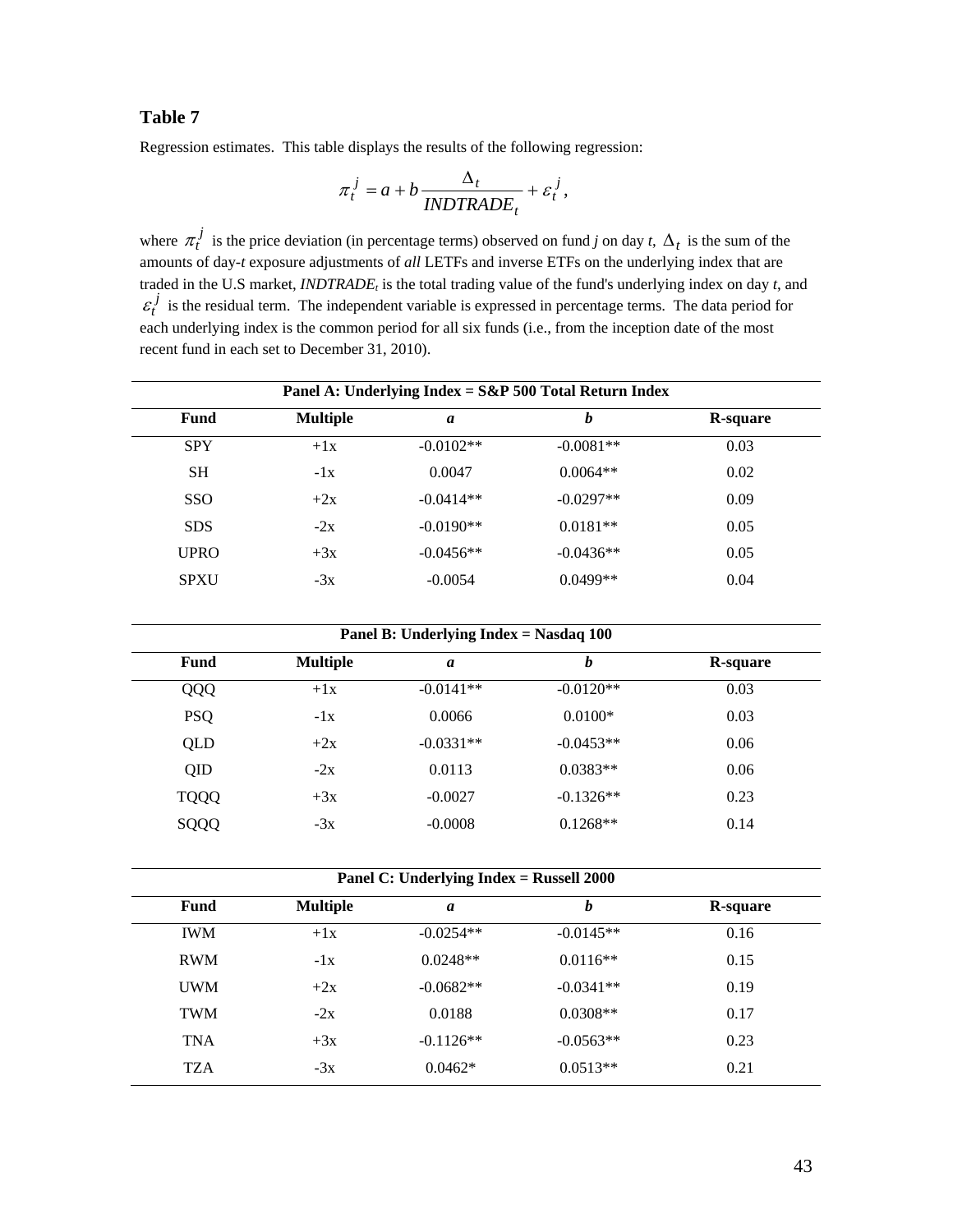## Table 7

Regression estimates. This table displays the results of the following regression:

$$\pi_t^j = a + b \frac{\Delta_t}{INDTRADE_t} + \varepsilon_t^j,$$

where $\pi_t^j$ is the price deviation (in percentage terms) observed on fund *j* on day *t*, $\Delta_t$ is the sum of the amounts of day-*t* exposure adjustments of *all* LETFs and inverse ETFs on the underlying index that are traded in the U.S market, $INDTRADE_t$ is the total trading value of the fund's underlying index on day *t*, and $\varepsilon_t^j$ is the residual term. The independent variable is expressed in percentage terms. The data period for each underlying index is the common period for all six funds (i.e., from the inception date of the most recent fund in each set to December 31, 2010).

**Panel A: Underlying Index = S&P 500 Total Return Index**

| Fund | Multiple | *a* | *b* | R-square |
|---|---|---|---|---|
| SPY | +1x | -0.0102** | -0.0081** | 0.03 |
| SH | -1x | 0.0047 | 0.0064** | 0.02 |
| SSO | +2x | -0.0414** | -0.0297** | 0.09 |
| SDS | -2x | -0.0190** | 0.0181** | 0.05 |
| UPRO | +3x | -0.0456** | -0.0436** | 0.05 |
| SPXU | -3x | -0.0054 | 0.0499** | 0.04 |

**Panel B: Underlying Index = Nasdaq 100**

| Fund | Multiple | *a* | *b* | R-square |
|---|---|---|---|---|
| QQQ | +1x | -0.0141** | -0.0120** | 0.03 |
| PSQ | -1x | 0.0066 | 0.0100* | 0.03 |
| QLD | +2x | -0.0331** | -0.0453** | 0.06 |
| QID | -2x | 0.0113 | 0.0383** | 0.06 |
| TQQQ | +3x | -0.0027 | -0.1326** | 0.23 |
| SQQQ | -3x | -0.0008 | 0.1268** | 0.14 |

**Panel C: Underlying Index = Russell 2000**

| Fund | Multiple | *a* | *b* | R-square |
|---|---|---|---|---|
| IWM | +1x | -0.0254** | -0.0145** | 0.16 |
| RWM | -1x | 0.0248** | 0.0116** | 0.15 |
| UWM | +2x | -0.0682** | -0.0341** | 0.19 |
| TWM | -2x | 0.0188 | 0.0308** | 0.17 |
| TNA | +3x | -0.1126** | -0.0563** | 0.23 |
| TZA | -3x | 0.0462* | 0.0513** | 0.21 |